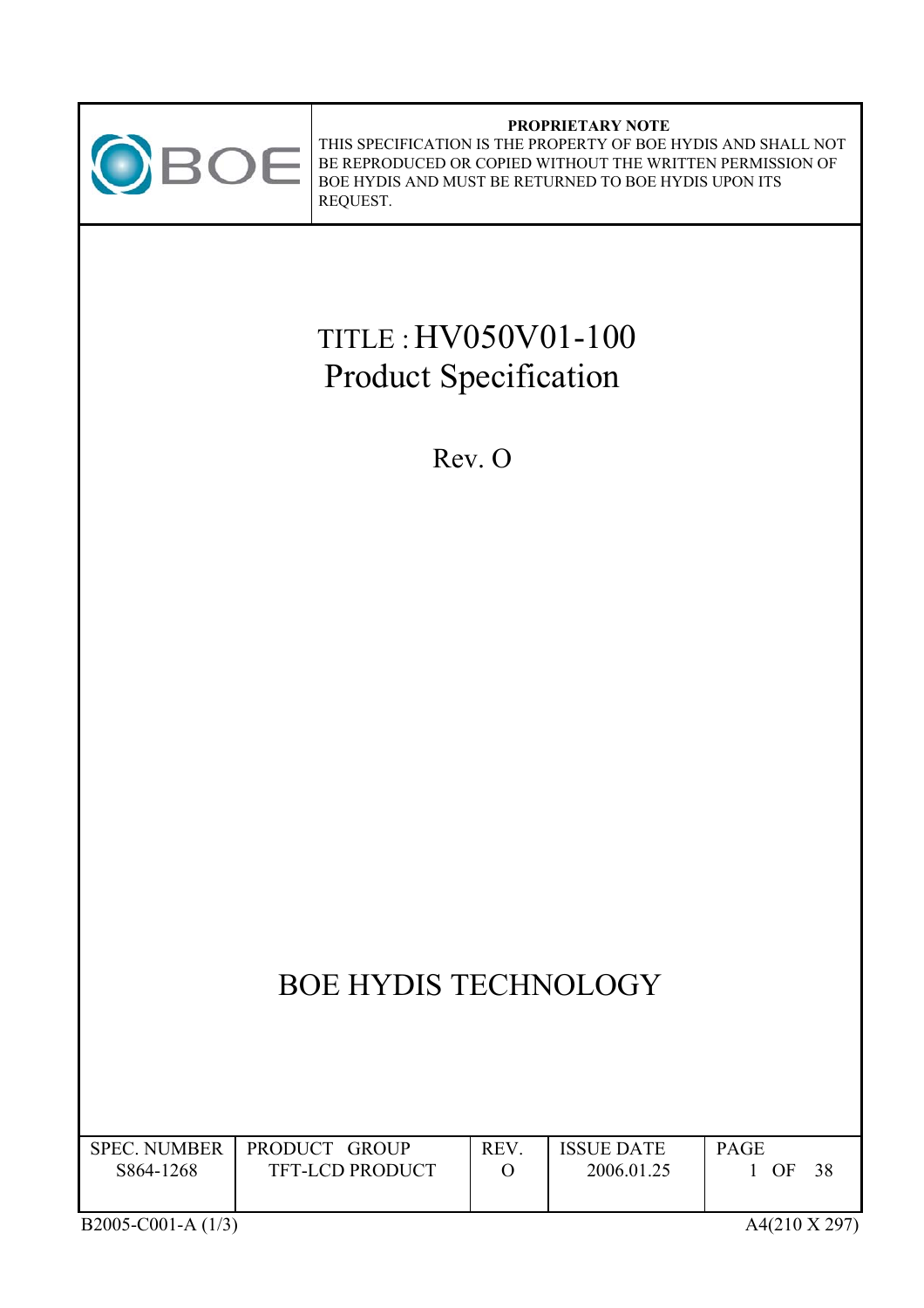**PROPRIETARY NOTE**

THIS SPECIFICATION IS THE PROPERTY OF BOE HYDIS AND SHALL NOT BE REPRODUCED OR COPIED WITHOUT THE WRITTEN PERMISSION OF BOE HYDIS AND MUST BE RETURNED TO BOE HYDIS UPON ITS REQUEST.

# TITLE : HV050V01-100 Product Specification

Rev. O

## BOE HYDIS TECHNOLOGY

| SPEC. NUMBER | PRODUCT GROUP | REV. | ISSUE DATE | PAGE |
|---|---|---|---|---|
| S864-1268 | TFT-LCD PRODUCT | O | 2006.01.25 | 1 OF 38 |

B2005-C001-A (1/3) A4(210 X 297)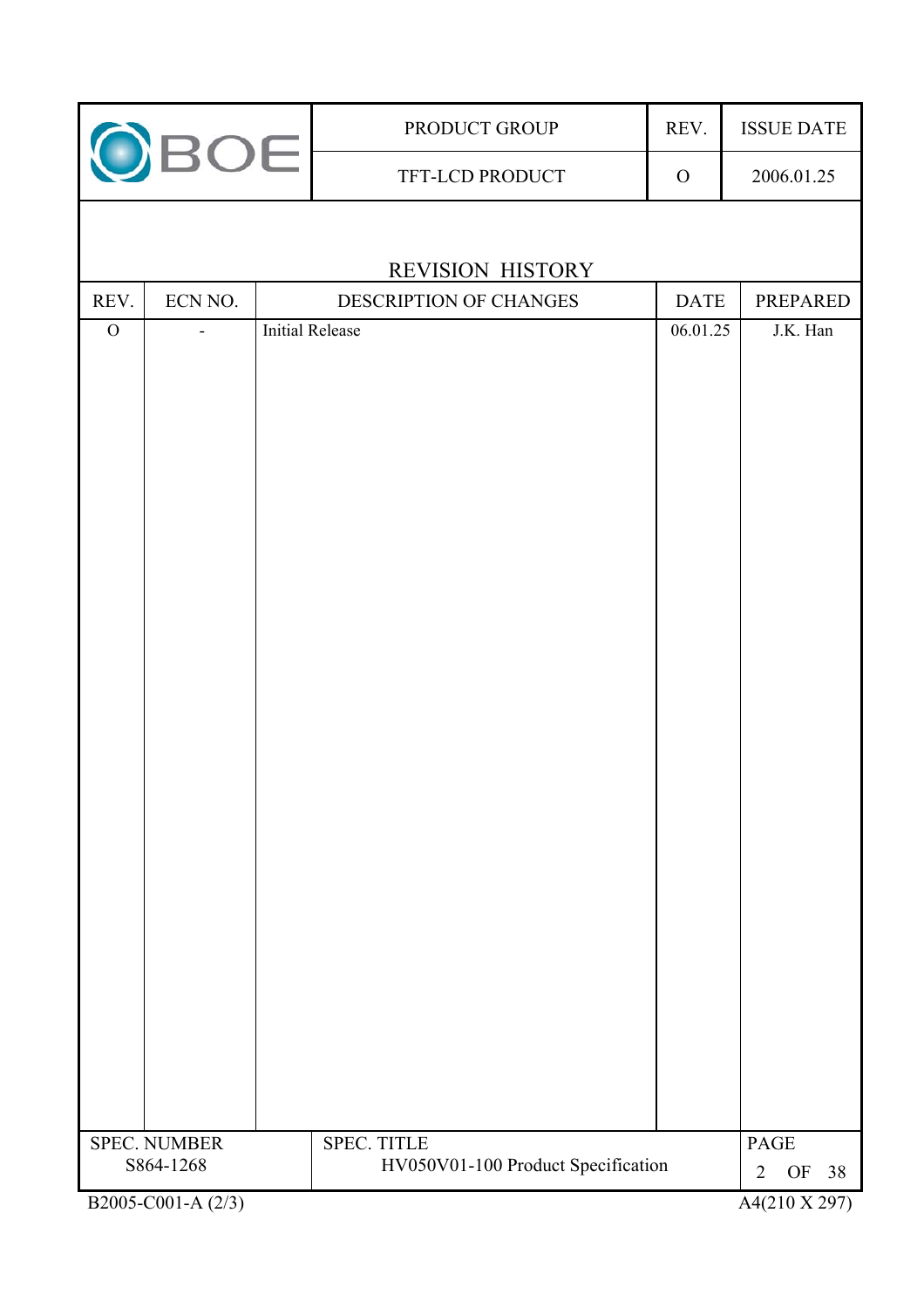# REVISION HISTORY

| REV. | ECN NO. | DESCRIPTION OF CHANGES | DATE | PREPARED |
|---|---|---|---|---|
| O | - | Initial Release | 06.01.25 | J.K. Han |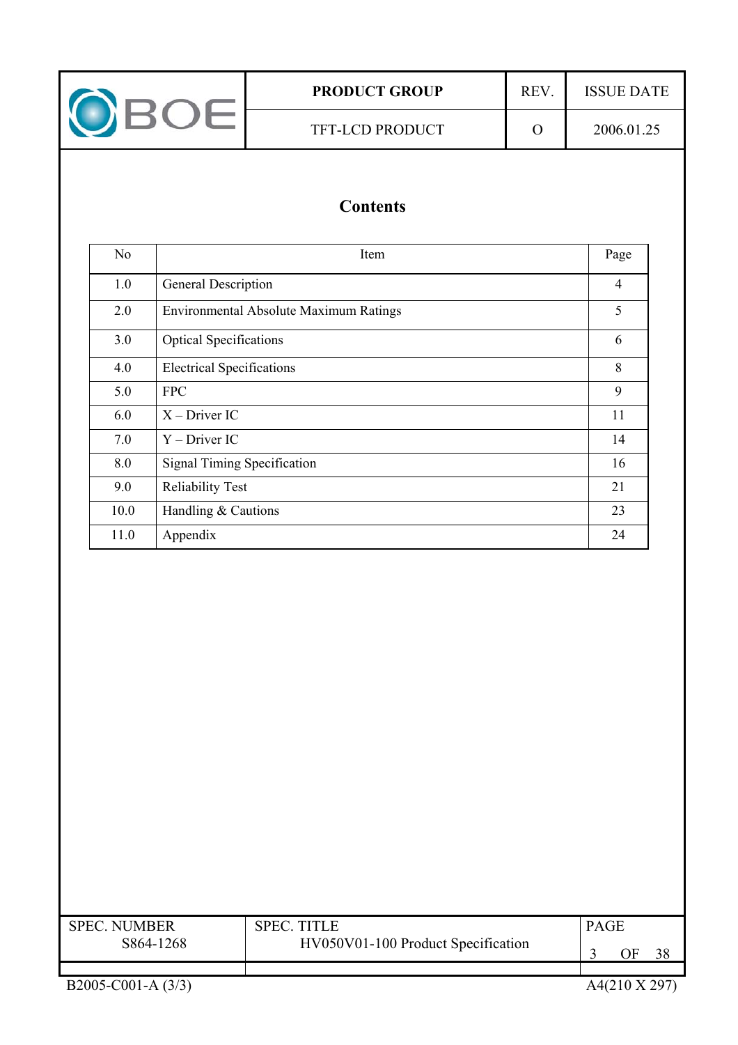# Contents

| No | Item | Page |
|---|---|---|
| 1.0 | General Description | 4 |
| 2.0 | Environmental Absolute Maximum Ratings | 5 |
| 3.0 | Optical Specifications | 6 |
| 4.0 | Electrical Specifications | 8 |
| 5.0 | FPC | 9 |
| 6.0 | X – Driver IC | 11 |
| 7.0 | Y – Driver IC | 14 |
| 8.0 | Signal Timing Specification | 16 |
| 9.0 | Reliability Test | 21 |
| 10.0 | Handling & Cautions | 23 |
| 11.0 | Appendix | 24 |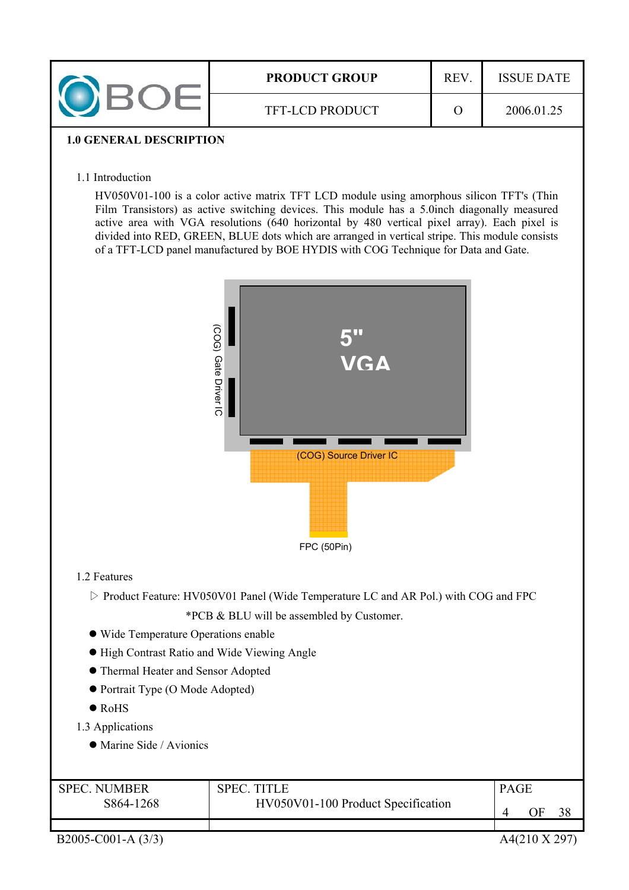## 1.0 GENERAL DESCRIPTION

### 1.1 Introduction

HV050V01-100 is a color active matrix TFT LCD module using amorphous silicon TFT's (Thin Film Transistors) as active switching devices. This module has a 5.0inch diagonally measured active area with VGA resolutions (640 horizontal by 480 vertical pixel array). Each pixel is divided into RED, GREEN, BLUE dots which are arranged in vertical stripe. This module consists of a TFT-LCD panel manufactured by BOE HYDIS with COG Technique for Data and Gate.

5" VGA

(COG) Gate Driver IC

(COG) Source Driver IC

FPC (50Pin)

### 1.2 Features

▷ Product Feature: HV050V01 Panel (Wide Temperature LC and AR Pol.) with COG and FPC

*PCB & BLU will be assembled by Customer.

- Wide Temperature Operations enable
- High Contrast Ratio and Wide Viewing Angle
- Thermal Heater and Sensor Adopted
- Portrait Type (O Mode Adopted)
- RoHS

### 1.3 Applications

- Marine Side / Avionics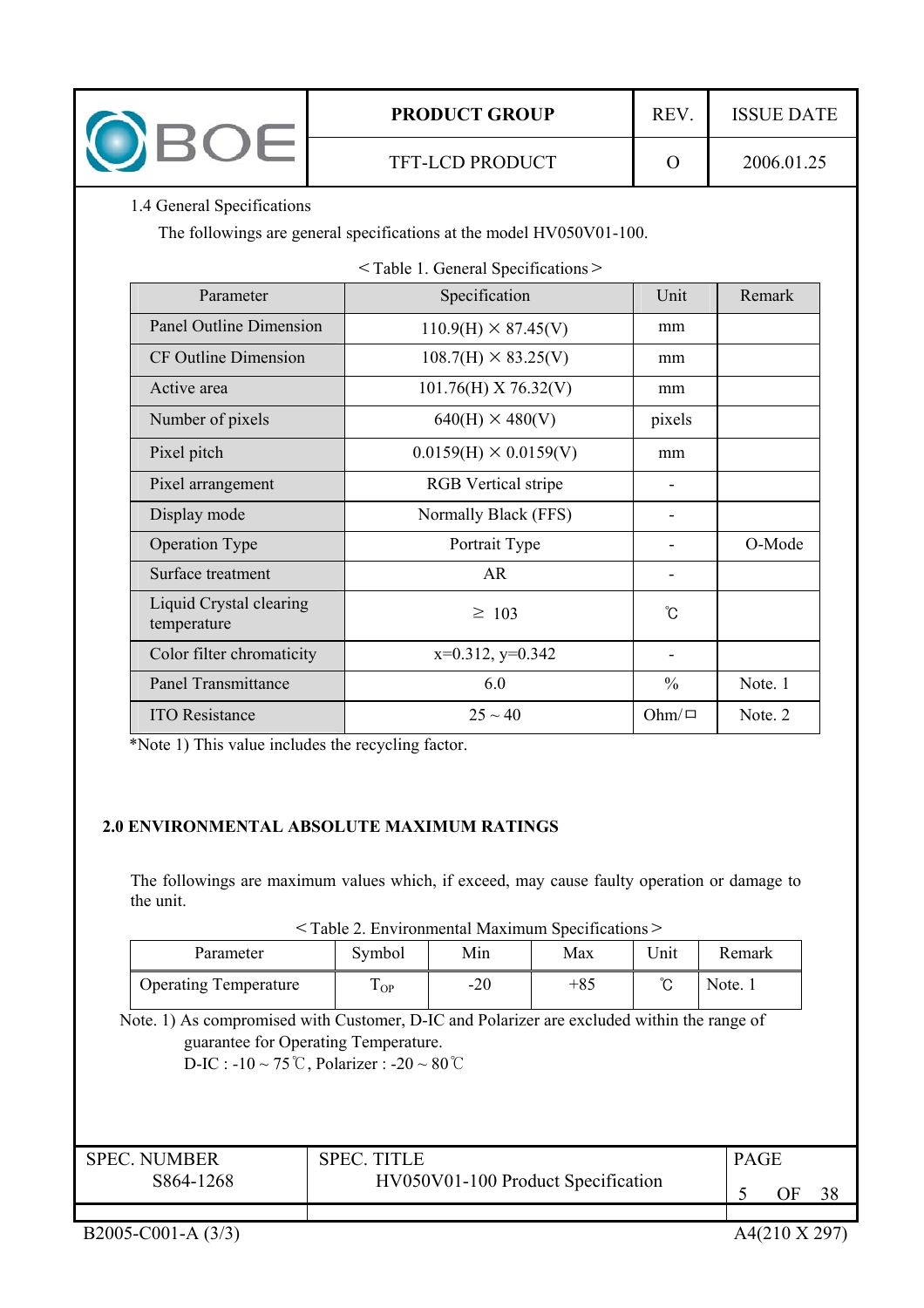### 1.4 General Specifications

The followings are general specifications at the model HV050V01-100.

< Table 1. General Specifications >

| Parameter | Specification | Unit | Remark |
|---|---|---|---|
| Panel Outline Dimension | 110.9(H) × 87.45(V) | mm | |
| CF Outline Dimension | 108.7(H) × 83.25(V) | mm | |
| Active area | 101.76(H) X 76.32(V) | mm | |
| Number of pixels | 640(H) × 480(V) | pixels | |
| Pixel pitch | 0.0159(H) × 0.0159(V) | mm | |
| Pixel arrangement | RGB Vertical stripe | - | |
| Display mode | Normally Black (FFS) | - | |
| Operation Type | Portrait Type | - | O-Mode |
| Surface treatment | AR | - | |
| Liquid Crystal clearing temperature | ≥ 103 | ℃ | |
| Color filter chromaticity | x=0.312, y=0.342 | - | |
| Panel Transmittance | 6.0 | % | Note. 1 |
| ITO Resistance | 25 ~ 40 | Ohm/□ | Note. 2 |

*Note 1) This value includes the recycling factor.

## 2.0 ENVIRONMENTAL ABSOLUTE MAXIMUM RATINGS

The followings are maximum values which, if exceed, may cause faulty operation or damage to the unit.

< Table 2. Environmental Maximum Specifications >

| Parameter | Symbol | Min | Max | Unit | Remark |
|---|---|---|---|---|---|
| Operating Temperature | $T_{OP}$ | -20 | +85 | ℃ | Note. 1 |

Note. 1) As compromised with Customer, D-IC and Polarizer are excluded within the range of guarantee for Operating Temperature.
D-IC : -10 ~ 75℃, Polarizer : -20 ~ 80℃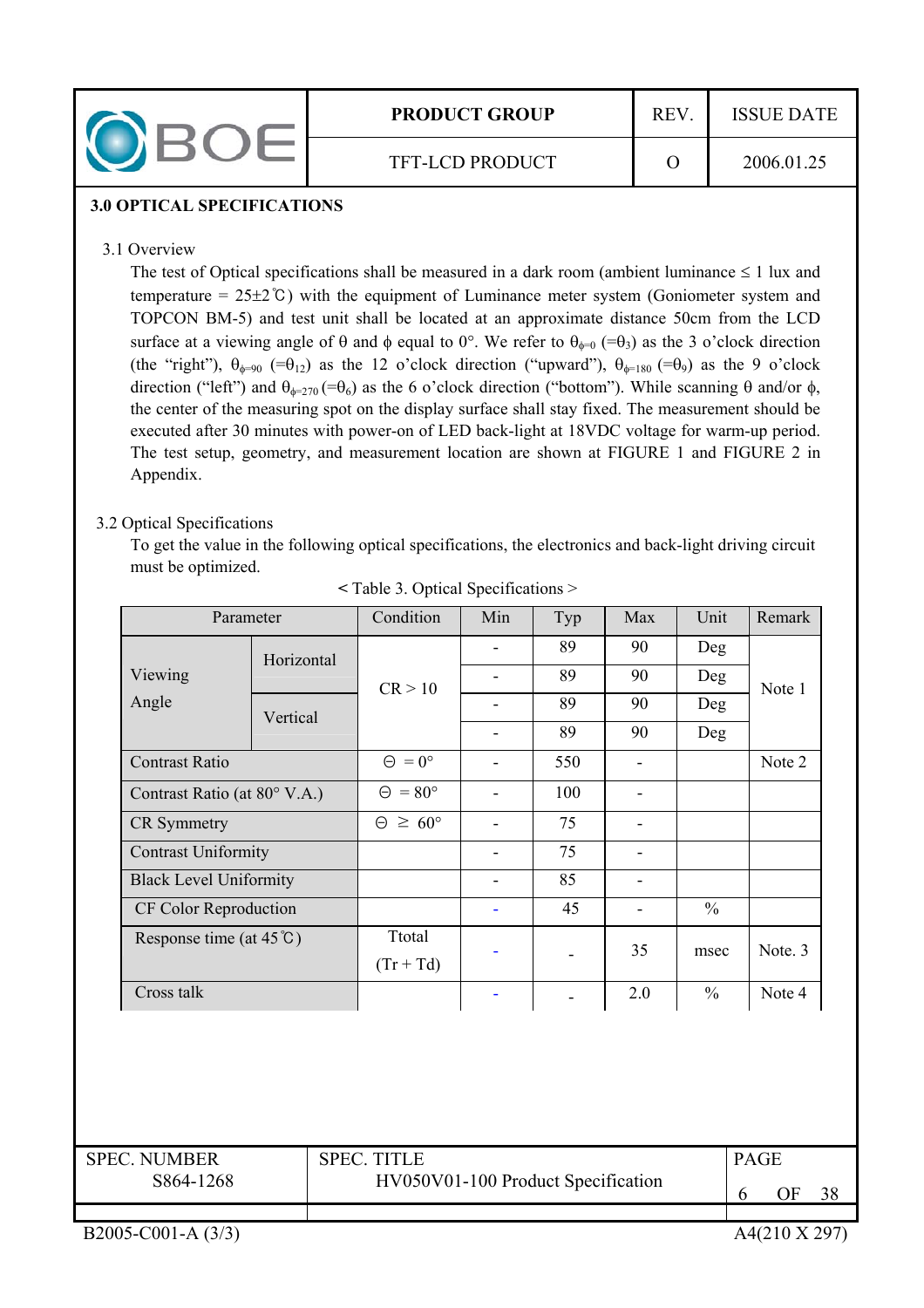## 3.0 OPTICAL SPECIFICATIONS

### 3.1 Overview

The test of Optical specifications shall be measured in a dark room (ambient luminance ≤ 1 lux and temperature = 25±2℃) with the equipment of Luminance meter system (Goniometer system and TOPCON BM-5) and test unit shall be located at an approximate distance 50cm from the LCD surface at a viewing angle of θ and ϕ equal to 0°. We refer to $\theta_{\phi=0}$ (=$\theta_3$) as the 3 o'clock direction (the "right"), $\theta_{\phi=90}$ (=$\theta_{12}$) as the 12 o'clock direction ("upward"), $\theta_{\phi=180}$ (=$\theta_9$) as the 9 o'clock direction ("left") and $\theta_{\phi=270}$ (=$\theta_6$) as the 6 o'clock direction ("bottom"). While scanning θ and/or ϕ, the center of the measuring spot on the display surface shall stay fixed. The measurement should be executed after 30 minutes with power-on of LED back-light at 18VDC voltage for warm-up period. The test setup, geometry, and measurement location are shown at FIGURE 1 and FIGURE 2 in Appendix.

### 3.2 Optical Specifications

To get the value in the following optical specifications, the electronics and back-light driving circuit must be optimized.

< Table 3. Optical Specifications >

| Parameter | | Condition | Min | Typ | Max | Unit | Remark |
|---|---|---|---|---|---|---|---|
| Viewing Angle | Horizontal | CR > 10 | - | 89 | 90 | Deg | Note 1 |
| | | | - | 89 | 90 | Deg | |
| | Vertical | | - | 89 | 90 | Deg | |
| | | | - | 89 | 90 | Deg | |
| Contrast Ratio | | Θ = 0° | - | 550 | - | | Note 2 |
| Contrast Ratio (at 80° V.A.) | | Θ = 80° | - | 100 | - | | |
| CR Symmetry | | Θ ≥ 60° | - | 75 | - | | |
| Contrast Uniformity | | | - | 75 | - | | |
| Black Level Uniformity | | | - | 85 | - | | |
| CF Color Reproduction | | | - | 45 | - | % | |
| Response time (at 45℃) | | Ttotal (Tr + Td) | - | - | 35 | msec | Note. 3 |
| Cross talk | | | - | - | 2.0 | % | Note 4 |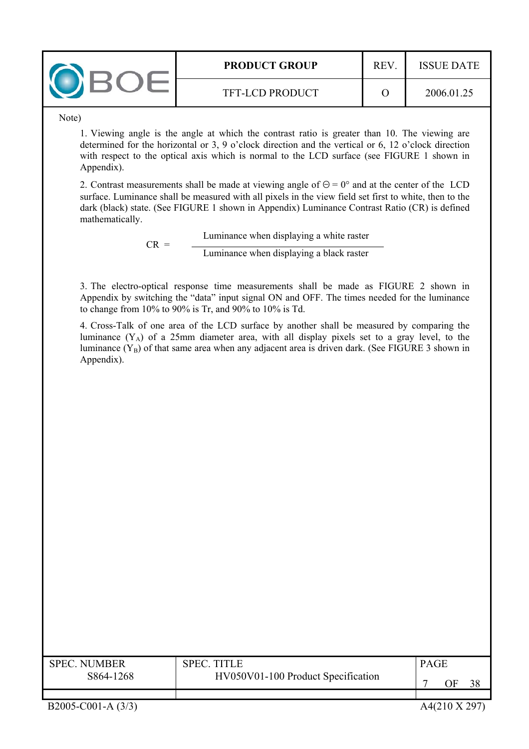Note)

1. Viewing angle is the angle at which the contrast ratio is greater than 10. The viewing are determined for the horizontal or 3, 9 o'clock direction and the vertical or 6, 12 o'clock direction with respect to the optical axis which is normal to the LCD surface (see FIGURE 1 shown in Appendix).

2. Contrast measurements shall be made at viewing angle of $\Theta = 0°$ and at the center of the LCD surface. Luminance shall be measured with all pixels in the view field set first to white, then to the dark (black) state. (See FIGURE 1 shown in Appendix) Luminance Contrast Ratio (CR) is defined mathematically.

$$CR = \frac{\text{Luminance when displaying a white raster}}{\text{Luminance when displaying a black raster}}$$

3. The electro-optical response time measurements shall be made as FIGURE 2 shown in Appendix by switching the "data" input signal ON and OFF. The times needed for the luminance to change from 10% to 90% is Tr, and 90% to 10% is Td.

4. Cross-Talk of one area of the LCD surface by another shall be measured by comparing the luminance ($Y_A$) of a 25mm diameter area, with all display pixels set to a gray level, to the luminance ($Y_B$) of that same area when any adjacent area is driven dark. (See FIGURE 3 shown in Appendix).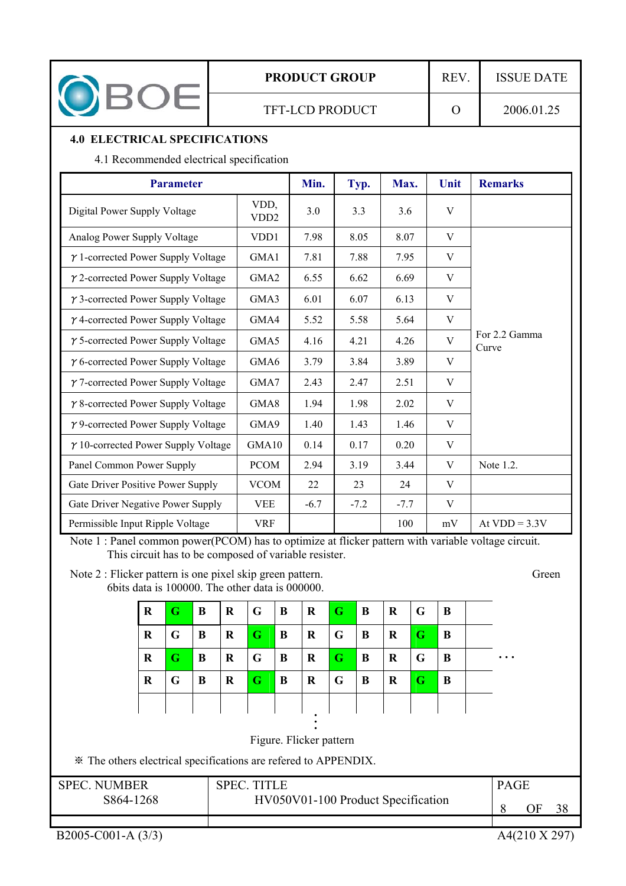## 4.0 ELECTRICAL SPECIFICATIONS

### 4.1 Recommended electrical specification

| Parameter | | Min. | Typ. | Max. | Unit | Remarks |
|---|---|---|---|---|---|---|
| Digital Power Supply Voltage | VDD, VDD2 | 3.0 | 3.3 | 3.6 | V | |
| Analog Power Supply Voltage | VDD1 | 7.98 | 8.05 | 8.07 | V | For 2.2 Gamma Curve |
| γ1-corrected Power Supply Voltage | GMA1 | 7.81 | 7.88 | 7.95 | V | |
| γ2-corrected Power Supply Voltage | GMA2 | 6.55 | 6.62 | 6.69 | V | |
| γ3-corrected Power Supply Voltage | GMA3 | 6.01 | 6.07 | 6.13 | V | |
| γ4-corrected Power Supply Voltage | GMA4 | 5.52 | 5.58 | 5.64 | V | |
| γ5-corrected Power Supply Voltage | GMA5 | 4.16 | 4.21 | 4.26 | V | |
| γ6-corrected Power Supply Voltage | GMA6 | 3.79 | 3.84 | 3.89 | V | |
| γ7-corrected Power Supply Voltage | GMA7 | 2.43 | 2.47 | 2.51 | V | |
| γ8-corrected Power Supply Voltage | GMA8 | 1.94 | 1.98 | 2.02 | V | |
| γ9-corrected Power Supply Voltage | GMA9 | 1.40 | 1.43 | 1.46 | V | |
| γ10-corrected Power Supply Voltage | GMA10 | 0.14 | 0.17 | 0.20 | V | |
| Panel Common Power Supply | PCOM | 2.94 | 3.19 | 3.44 | V | Note 1.2. |
| Gate Driver Positive Power Supply | VCOM | 22 | 23 | 24 | V | |
| Gate Driver Negative Power Supply | VEE | -6.7 | -7.2 | -7.7 | V | |
| Permissible Input Ripple Voltage | VRF | | | 100 | mV | At VDD = 3.3V |

Note 1 : Panel common power(PCOM) has to optimize at flicker pattern with variable voltage circuit. This circuit has to be composed of variable resister.

Note 2 : Flicker pattern is one pixel skip green pattern. Green 6bits data is 100000. The other data is 000000.

| R | G | B | R | G | B | R | G | B | R | G | B | |
|---|---|---|---|---|---|---|---|---|---|---|---|---|
| R | G | B | R | G | B | R | G | B | R | G | B | |
| R | G | B | R | G | B | R | G | B | R | G | B | … |
| R | G | B | R | G | B | R | G | B | R | G | B | |
| | | | | | | | | | | | | |

(Green highlighted: row 1 – 1st, 3rd pixel G; row 2 – 2nd, 4th pixel G; row 3 – 1st, 3rd pixel G; row 4 – 2nd, 4th pixel G)

⋮

Figure. Flicker pattern

※ The others electrical specifications are refered to APPENDIX.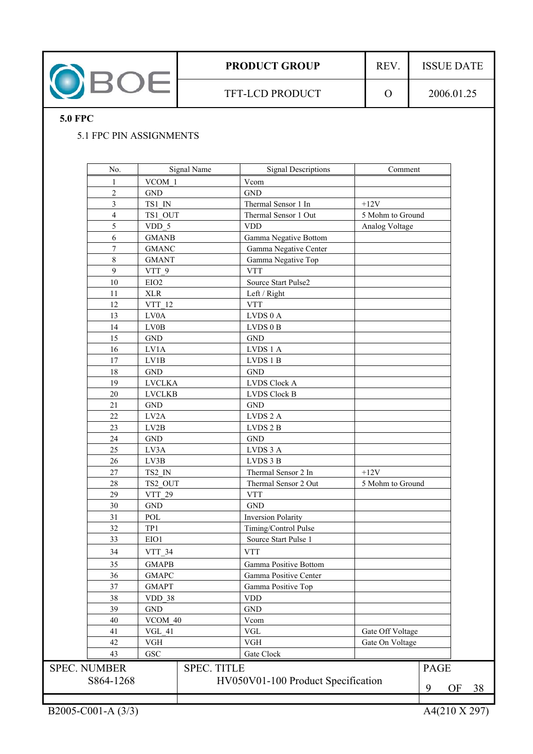## 5.0 FPC

### 5.1 FPC PIN ASSIGNMENTS

| No. | Signal Name | Signal Descriptions | Comment |
|---|---|---|---|
| 1 | VCOM_1 | Vcom | |
| 2 | GND | GND | |
| 3 | TS1_IN | Thermal Sensor 1 In | +12V |
| 4 | TS1_OUT | Thermal Sensor 1 Out | 5 Mohm to Ground |
| 5 | VDD_5 | VDD | Analog Voltage |
| 6 | GMANB | Gamma Negative Bottom | |
| 7 | GMANC | Gamma Negative Center | |
| 8 | GMANT | Gamma Negative Top | |
| 9 | VTT_9 | VTT | |
| 10 | EIO2 | Source Start Pulse2 | |
| 11 | XLR | Left / Right | |
| 12 | VTT_12 | VTT | |
| 13 | LV0A | LVDS 0 A | |
| 14 | LV0B | LVDS 0 B | |
| 15 | GND | GND | |
| 16 | LV1A | LVDS 1 A | |
| 17 | LV1B | LVDS 1 B | |
| 18 | GND | GND | |
| 19 | LVCLKA | LVDS Clock A | |
| 20 | LVCLKB | LVDS Clock B | |
| 21 | GND | GND | |
| 22 | LV2A | LVDS 2 A | |
| 23 | LV2B | LVDS 2 B | |
| 24 | GND | GND | |
| 25 | LV3A | LVDS 3 A | |
| 26 | LV3B | LVDS 3 B | |
| 27 | TS2_IN | Thermal Sensor 2 In | +12V |
| 28 | TS2_OUT | Thermal Sensor 2 Out | 5 Mohm to Ground |
| 29 | VTT_29 | VTT | |
| 30 | GND | GND | |
| 31 | POL | Inversion Polarity | |
| 32 | TP1 | Timing/Control Pulse | |
| 33 | EIO1 | Source Start Pulse 1 | |
| 34 | VTT_34 | VTT | |
| 35 | GMAPB | Gamma Positive Bottom | |
| 36 | GMAPC | Gamma Positive Center | |
| 37 | GMAPT | Gamma Positive Top | |
| 38 | VDD_38 | VDD | |
| 39 | GND | GND | |
| 40 | VCOM_40 | Vcom | |
| 41 | VGL_41 | VGL | Gate Off Voltage |
| 42 | VGH | VGH | Gate On Voltage |
| 43 | GSC | Gate Clock | |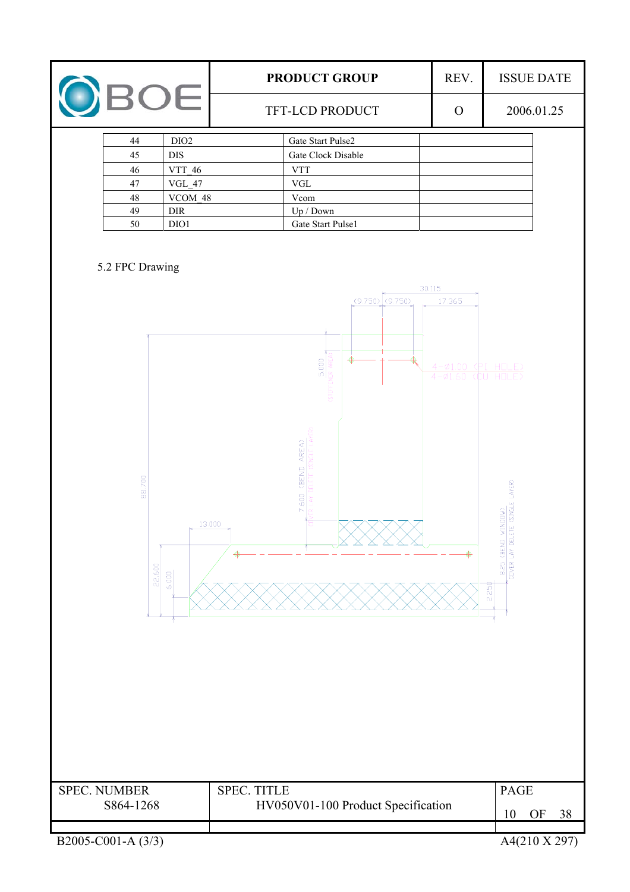| 44 | DIO2 | Gate Start Pulse2 | |
|---|---|---|---|
| 45 | DIS | Gate Clock Disable | |
| 46 | VTT_46 | VTT | |
| 47 | VGL_47 | VGL | |
| 48 | VCOM_48 | Vcom | |
| 49 | DIR | Up / Down | |
| 50 | DIO1 | Gate Start Pulse1 | |

5.2 FPC Drawing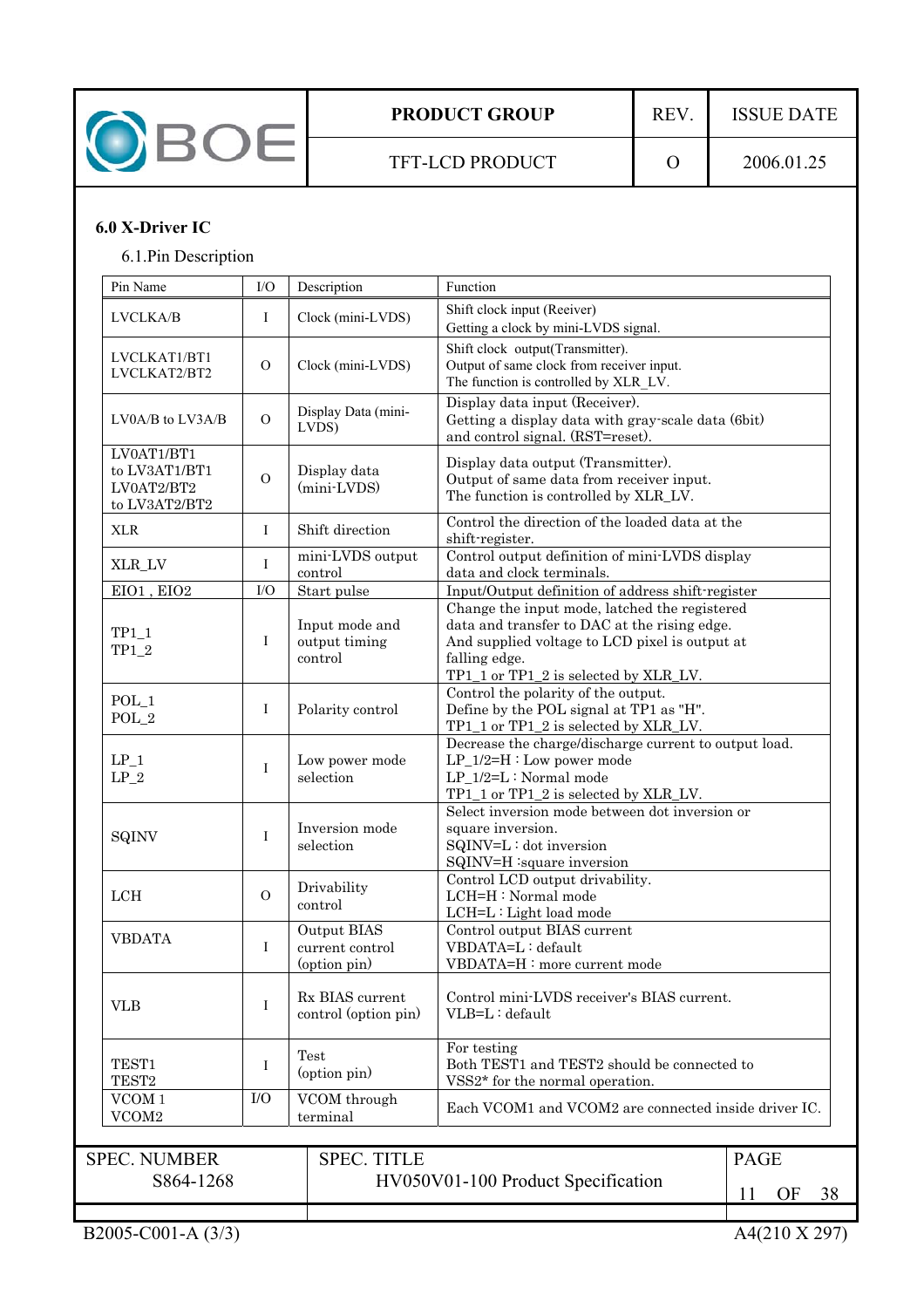## 6.0 X-Driver IC

### 6.1.Pin Description

| Pin Name | I/O | Description | Function |
|---|---|---|---|
| LVCLKA/B | I | Clock (mini-LVDS) | Shift clock input (Reiver)<br>Getting a clock by mini-LVDS signal. |
| LVCLKAT1/BT1<br>LVCLKAT2/BT2 | O | Clock (mini-LVDS) | Shift clock output(Transmitter).<br>Output of same clock from receiver input.<br>The function is controlled by XLR_LV. |
| LV0A/B to LV3A/B | O | Display Data (mini-LVDS) | Display data input (Receiver).<br>Getting a display data with gray-scale data (6bit) and control signal. (RST=reset). |
| LV0AT1/BT1<br>to LV3AT1/BT1<br>LV0AT2/BT2<br>to LV3AT2/BT2 | O | Display data (mini-LVDS) | Display data output (Transmitter).<br>Output of same data from receiver input.<br>The function is controlled by XLR_LV. |
| XLR | I | Shift direction | Control the direction of the loaded data at the shift-register. |
| XLR_LV | I | mini-LVDS output control | Control output definition of mini-LVDS display data and clock terminals. |
| EIO1 , EIO2 | I/O | Start pulse | Input/Output definition of address shift-register |
| TP1_1<br>TP1_2 | I | Input mode and output timing control | Change the input mode, latched the registered data and transfer to DAC at the rising edge.<br>And supplied voltage to LCD pixel is output at falling edge.<br>TP1_1 or TP1_2 is selected by XLR_LV. |
| POL_1<br>POL_2 | I | Polarity control | Control the polarity of the output.<br>Define by the POL signal at TP1 as "H".<br>TP1_1 or TP1_2 is selected by XLR_LV. |
| LP_1<br>LP_2 | I | Low power mode selection | Decrease the charge/discharge current to output load.<br>LP_1/2=H : Low power mode<br>LP_1/2=L : Normal mode<br>TP1_1 or TP1_2 is selected by XLR_LV. |
| SQINV | I | Inversion mode selection | Select inversion mode between dot inversion or square inversion.<br>SQINV=L : dot inversion<br>SQINV=H :square inversion |
| LCH | O | Drivability control | Control LCD output drivability.<br>LCH=H : Normal mode<br>LCH=L : Light load mode |
| VBDATA | I | Output BIAS current control (option pin) | Control output BIAS current<br>VBDATA=L : default<br>VBDATA=H : more current mode |
| VLB | I | Rx BIAS current control (option pin) | Control mini-LVDS receiver's BIAS current.<br>VLB=L : default |
| TEST1<br>TEST2 | I | Test (option pin) | For testing<br>Both TEST1 and TEST2 should be connected to VSS2* for the normal operation. |
| VCOM 1<br>VCOM2 | I/O | VCOM through terminal | Each VCOM1 and VCOM2 are connected inside driver IC. |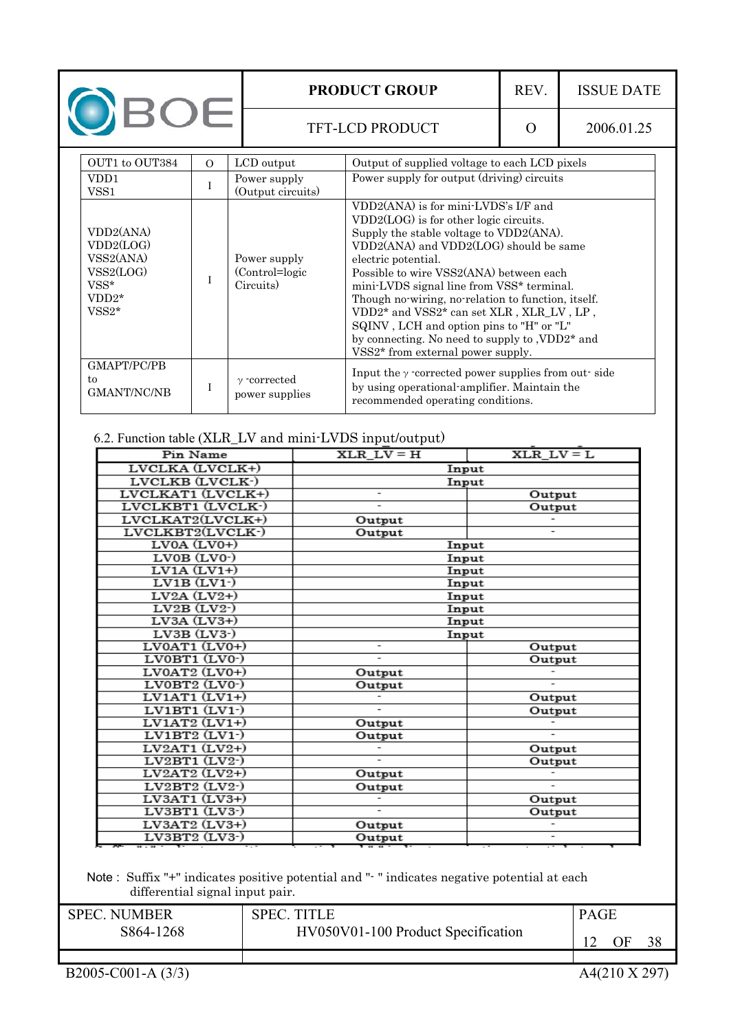| OUT1 to OUT384 | O | LCD output | Output of supplied voltage to each LCD pixels |
|---|---|---|---|
| VDD1<br>VSS1 | I | Power supply<br>(Output circuits) | Power supply for output (driving) circuits |
| VDD2(ANA)<br>VDD2(LOG)<br>VSS2(ANA)<br>VSS2(LOG)<br>VSS*<br>VDD2*<br>VSS2* | I | Power supply<br>(Control=logic Circuits) | VDD2(ANA) is for mini-LVDS's I/F and VDD2(LOG) is for other logic circuits. Supply the stable voltage to VDD2(ANA). VDD2(ANA) and VDD2(LOG) should be same electric potential. Possible to wire VSS2(ANA) between each mini-LVDS signal line from VSS* terminal. Though no-wiring, no-relation to function, itself. VDD2* and VSS2* can set XLR , XLR_LV , LP , SQINV , LCH and option pins to "H" or "L" by connecting. No need to supply to ,VDD2* and VSS2* from external power supply. |
| GMAPT/PC/PB<br>to<br>GMANT/NC/NB | I | γ -corrected power supplies | Input the γ -corrected power supplies from out- side by using operational-amplifier. Maintain the recommended operating conditions. |

6.2. Function table (XLR_LV and mini-LVDS input/output)

| Pin Name | XLR_LV = H | XLR_LV = L |
|---|---|---|
| LVCLKA (LVCLK+) | Input | |
| LVCLKB (LVCLK-) | Input | |
| LVCLKAT1 (LVCLK+) | - | Output |
| LVCLKBT1 (LVCLK-) | - | Output |
| LVCLKAT2(LVCLK+) | Output | - |
| LVCLKBT2(LVCLK-) | Output | - |
| LV0A (LV0+) | Input | |
| LV0B (LV0-) | Input | |
| LV1A (LV1+) | Input | |
| LV1B (LV1-) | Input | |
| LV2A (LV2+) | Input | |
| LV2B (LV2-) | Input | |
| LV3A (LV3+) | Input | |
| LV3B (LV3-) | Input | |
| LV0AT1 (LV0+) | - | Output |
| LV0BT1 (LV0-) | - | Output |
| LV0AT2 (LV0+) | Output | - |
| LV0BT2 (LV0-) | Output | - |
| LV1AT1 (LV1+) | - | Output |
| LV1BT1 (LV1-) | - | Output |
| LV1AT2 (LV1+) | Output | - |
| LV1BT2 (LV1-) | Output | - |
| LV2AT1 (LV2+) | - | Output |
| LV2BT1 (LV2-) | - | Output |
| LV2AT2 (LV2+) | Output | - |
| LV2BT2 (LV2-) | Output | - |
| LV3AT1 (LV3+) | - | Output |
| LV3BT1 (LV3-) | - | Output |
| LV3AT2 (LV3+) | Output | - |
| LV3BT2 (LV3-) | Output | - |

Note : Suffix "+" indicates positive potential and "- " indicates negative potential at each differential signal input pair.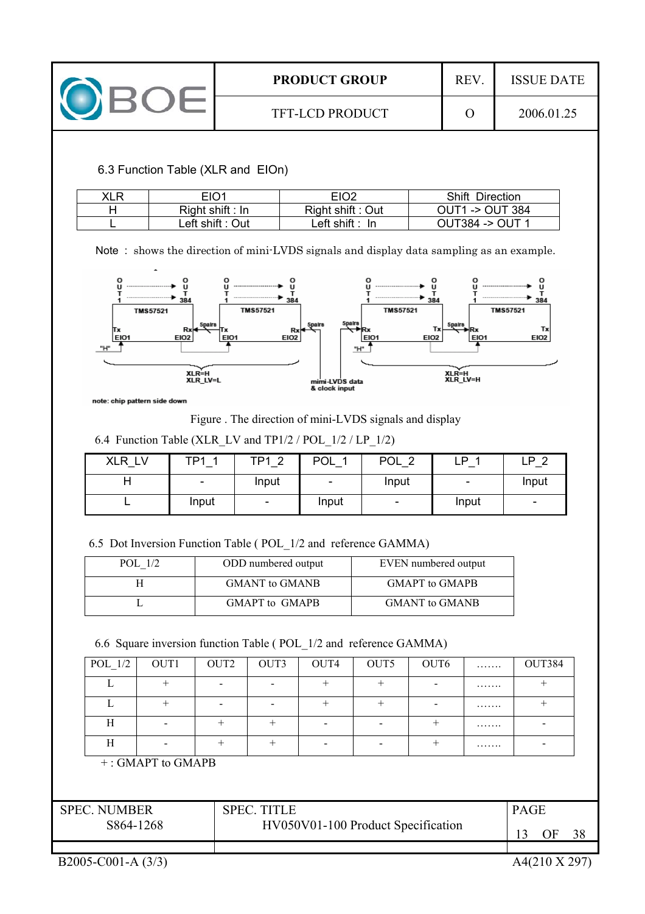### 6.3 Function Table (XLR and EIOn)

| XLR | EIO1 | EIO2 | Shift Direction |
|---|---|---|---|
| H | Right shift : In | Right shift : Out | OUT1 -> OUT 384 |
| L | Left shift : Out | Left shift : In | OUT384 -> OUT 1 |

Note : shows the direction of mini-LVDS signals and display data sampling as an example.

Figure . The direction of mini-LVDS signals and display

### 6.4 Function Table (XLR_LV and TP1/2 / POL_1/2 / LP_1/2)

| XLR_LV | TP1_1 | TP1_2 | POL_1 | POL_2 | LP_1 | LP_2 |
|---|---|---|---|---|---|---|
| H | - | Input | - | Input | - | Input |
| L | Input | - | Input | - | Input | - |

### 6.5 Dot Inversion Function Table ( POL_1/2 and reference GAMMA)

| POL_1/2 | ODD numbered output | EVEN numbered output |
|---|---|---|
| H | GMANT to GMANB | GMAPT to GMAPB |
| L | GMAPT to GMAPB | GMANT to GMANB |

### 6.6 Square inversion function Table ( POL_1/2 and reference GAMMA)

| POL_1/2 | OUT1 | OUT2 | OUT3 | OUT4 | OUT5 | OUT6 | ……. | OUT384 |
|---|---|---|---|---|---|---|---|---|
| L | + | - | - | + | + | - | ……. | + |
| L | + | - | - | + | + | - | ……. | + |
| H | - | + | + | - | - | + | ……. | - |
| H | - | + | + | - | - | + | ……. | - |

+ : GMAPT to GMAPB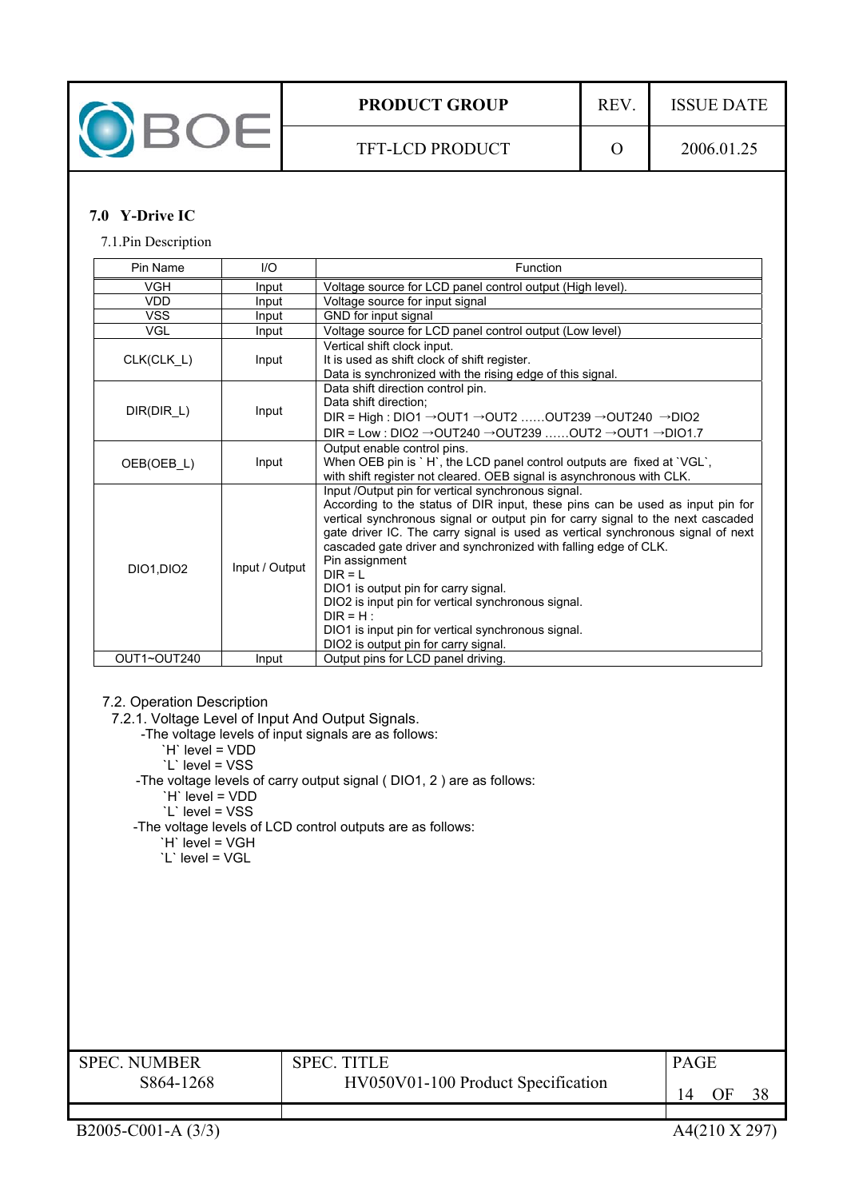## 7.0 Y-Drive IC

### 7.1.Pin Description

| Pin Name | I/O | Function |
|---|---|---|
| VGH | Input | Voltage source for LCD panel control output (High level). |
| VDD | Input | Voltage source for input signal |
| VSS | Input | GND for input signal |
| VGL | Input | Voltage source for LCD panel control output (Low level) |
| CLK(CLK_L) | Input | Vertical shift clock input.<br>It is used as shift clock of shift register.<br>Data is synchronized with the rising edge of this signal. |
| DIR(DIR_L) | Input | Data shift direction control pin.<br>Data shift direction;<br>DIR = High : DIO1 →OUT1 →OUT2 ……OUT239 →OUT240 →DIO2<br>DIR = Low : DIO2 →OUT240 →OUT239 ……OUT2 →OUT1 →DIO1.7 |
| OEB(OEB_L) | Input | Output enable control pins.<br>When OEB pin is ` H`, the LCD panel control outputs are fixed at `VGL`,<br>with shift register not cleared. OEB signal is asynchronous with CLK. |
| DIO1,DIO2 | Input / Output | Input /Output pin for vertical synchronous signal.<br>According to the status of DIR input, these pins can be used as input pin for vertical synchronous signal or output pin for carry signal to the next cascaded gate driver IC. The carry signal is used as vertical synchronous signal of next cascaded gate driver and synchronized with falling edge of CLK.<br>Pin assignment<br>DIR = L<br>DIO1 is output pin for carry signal.<br>DIO2 is input pin for vertical synchronous signal.<br>DIR = H :<br>DIO1 is input pin for vertical synchronous signal.<br>DIO2 is output pin for carry signal. |
| OUT1~OUT240 | Input | Output pins for LCD panel driving. |

### 7.2. Operation Description

#### 7.2.1. Voltage Level of Input And Output Signals.

-The voltage levels of input signals are as follows:

- `H` level = VDD
- `L` level = VSS

-The voltage levels of carry output signal ( DIO1, 2 ) are as follows:

- `H` level = VDD
- `L` level = VSS

-The voltage levels of LCD control outputs are as follows:

- `H` level = VGH
- `L` level = VGL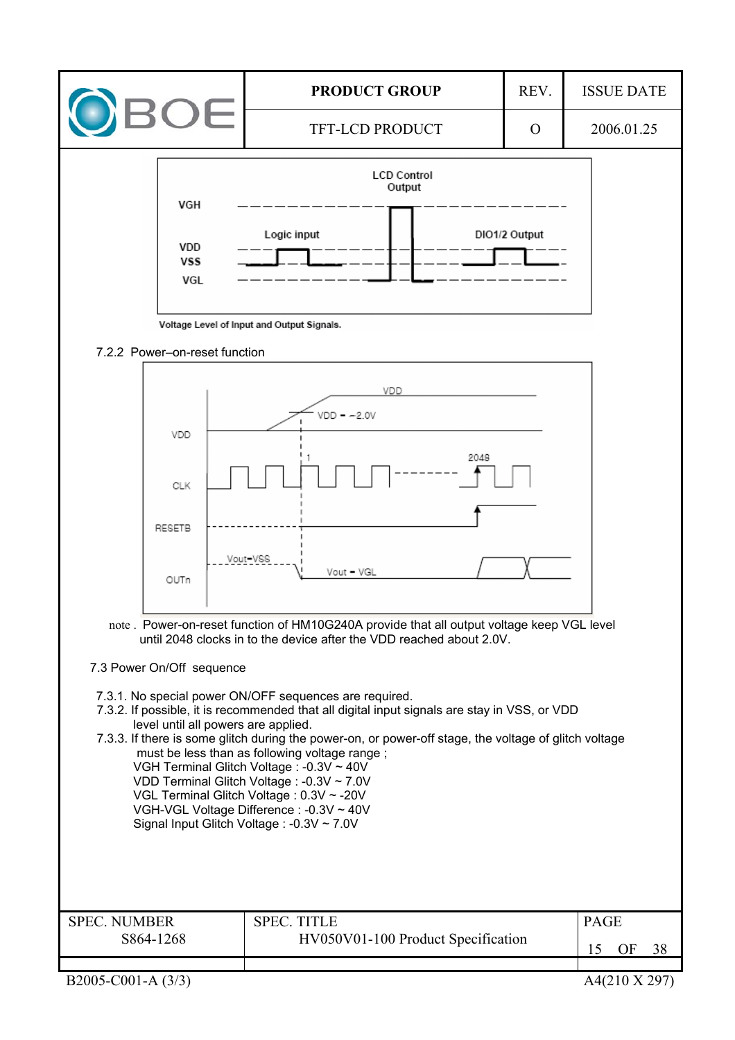Voltage Level of Input and Output Signals.

7.2.2 Power–on-reset function

note . Power-on-reset function of HM10G240A provide that all output voltage keep VGL level until 2048 clocks in to the device after the VDD reached about 2.0V.

## 7.3 Power On/Off sequence

7.3.1. No special power ON/OFF sequences are required.

7.3.2. If possible, it is recommended that all digital input signals are stay in VSS, or VDD level until all powers are applied.

7.3.3. If there is some glitch during the power-on, or power-off stage, the voltage of glitch voltage must be less than as following voltage range ;

VGH Terminal Glitch Voltage : -0.3V ~ 40V
VDD Terminal Glitch Voltage : -0.3V ~ 7.0V
VGL Terminal Glitch Voltage : 0.3V ~ -20V
VGH-VGL Voltage Difference : -0.3V ~ 40V
Signal Input Glitch Voltage : -0.3V ~ 7.0V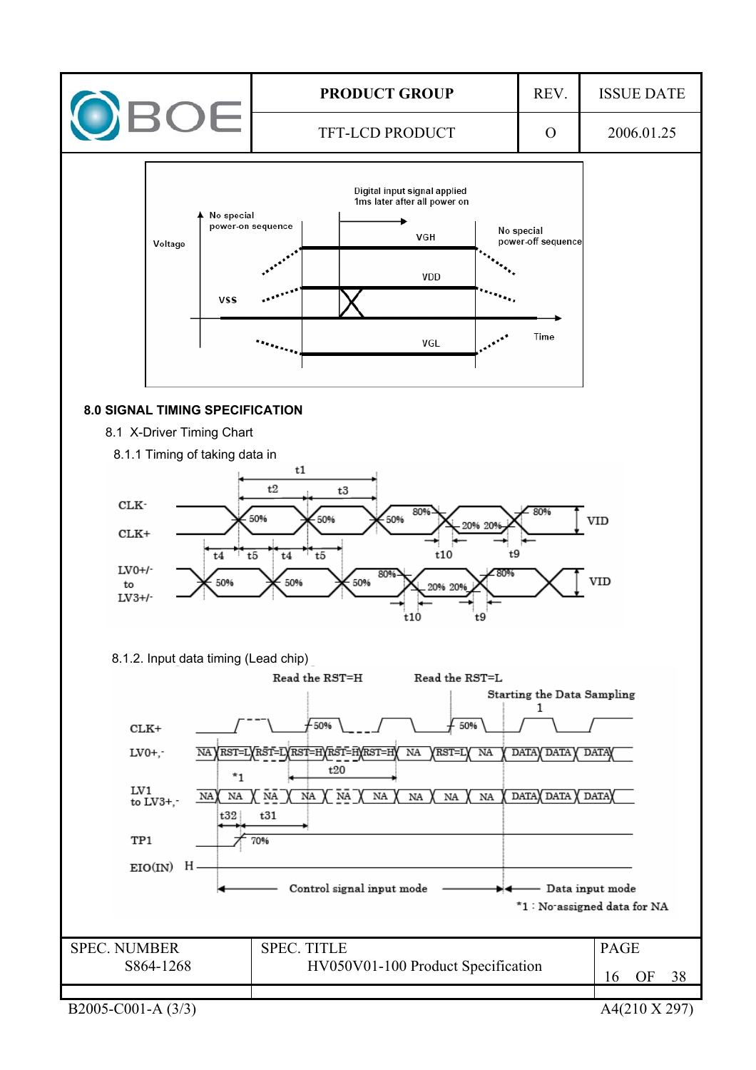## 8.0 SIGNAL TIMING SPECIFICATION

8.1 X-Driver Timing Chart

8.1.1 Timing of taking data in

8.1.2. Input data timing (Lead chip)

*1 : No-assigned data for NA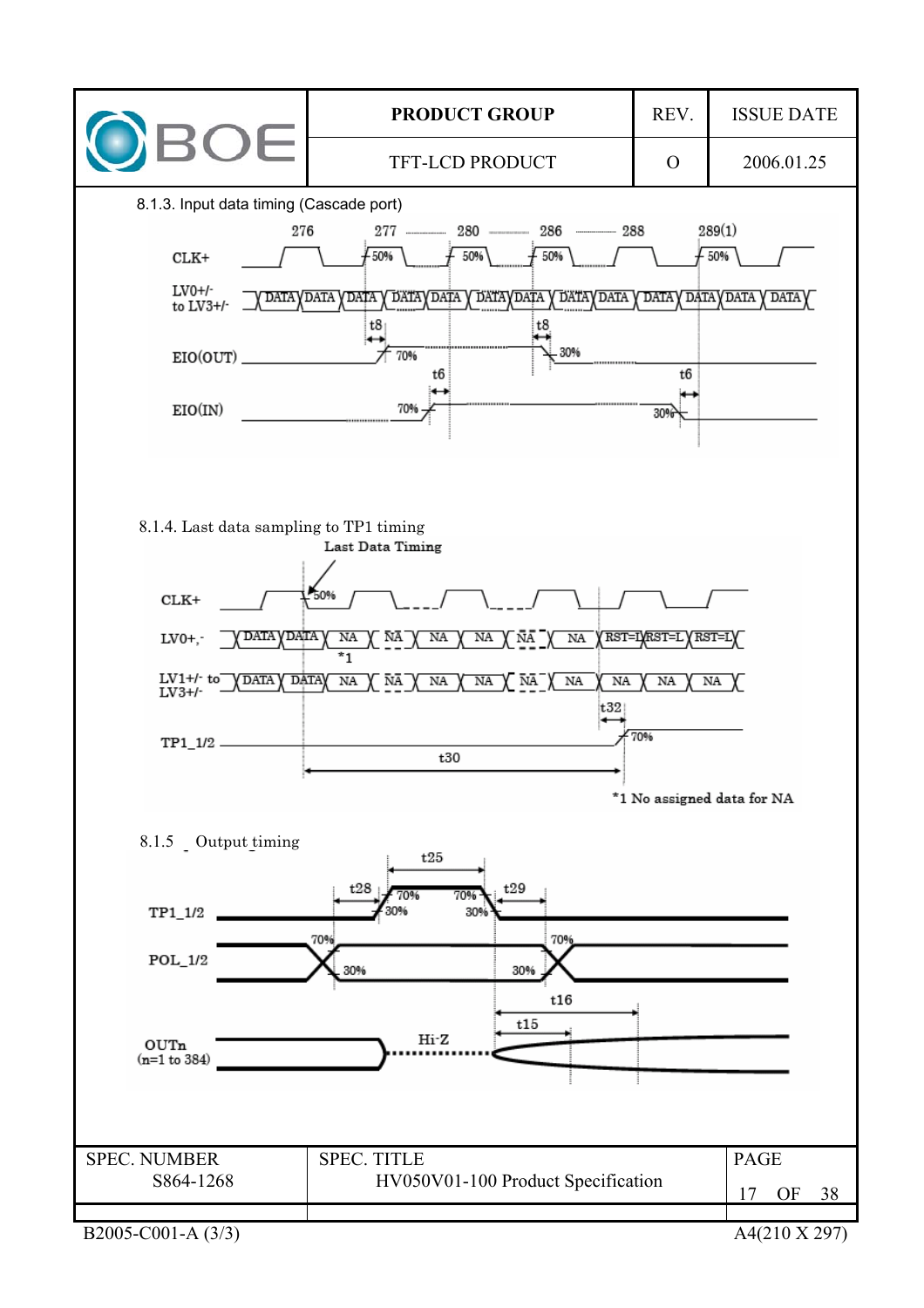8.1.3. Input data timing (Cascade port)

8.1.4. Last data sampling to TP1 timing

8.1.5 Output timing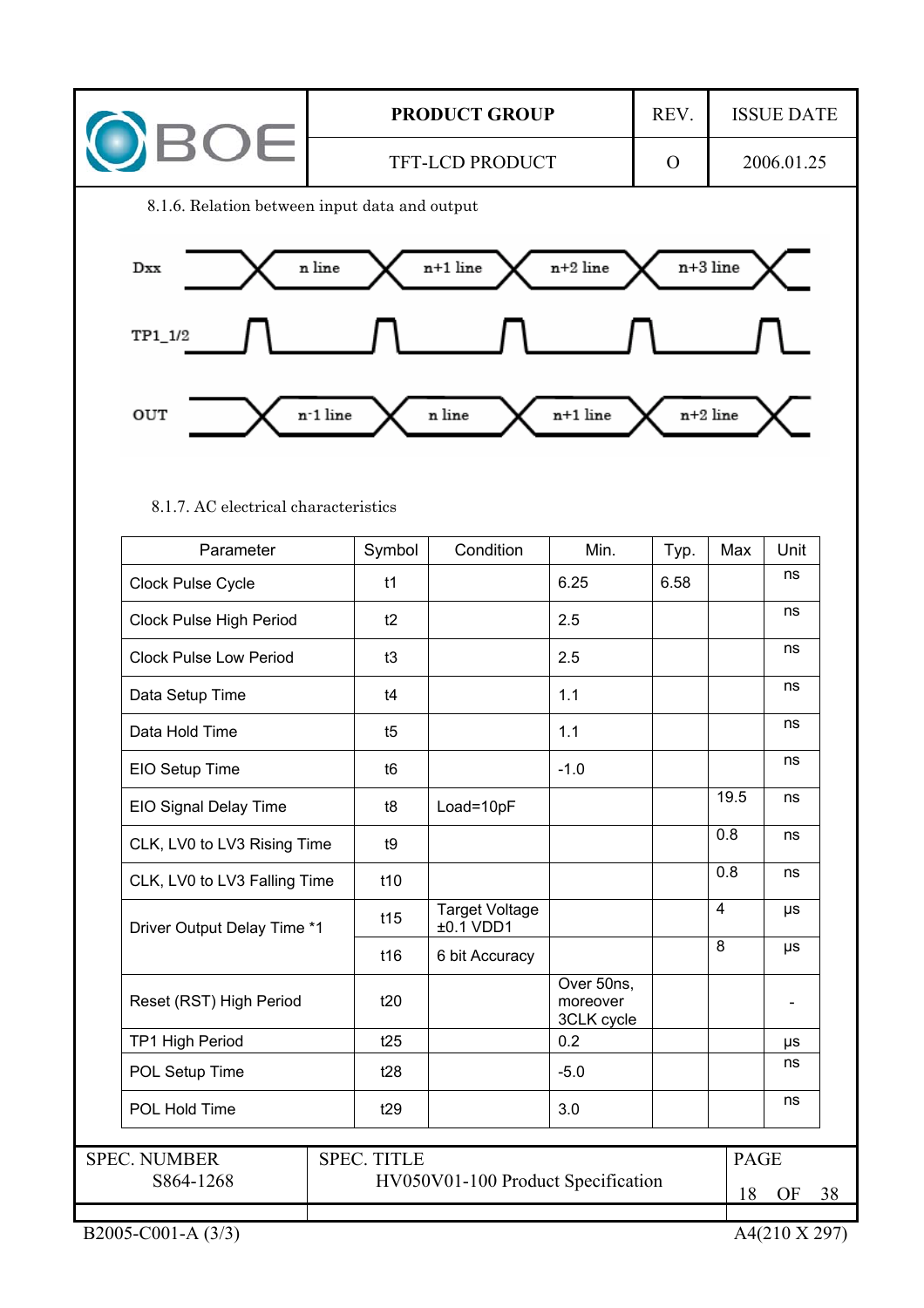### 8.1.6. Relation between input data and output

Dxx: n line, n+1 line, n+2 line, n+3 line

TP1_1/2

OUT: n-1 line, n line, n+1 line, n+2 line

### 8.1.7. AC electrical characteristics

| Parameter | Symbol | Condition | Min. | Typ. | Max | Unit |
|---|---|---|---|---|---|---|
| Clock Pulse Cycle | t1 | | 6.25 | 6.58 | | ns |
| Clock Pulse High Period | t2 | | 2.5 | | | ns |
| Clock Pulse Low Period | t3 | | 2.5 | | | ns |
| Data Setup Time | t4 | | 1.1 | | | ns |
| Data Hold Time | t5 | | 1.1 | | | ns |
| EIO Setup Time | t6 | | -1.0 | | | ns |
| EIO Signal Delay Time | t8 | Load=10pF | | | 19.5 | ns |
| CLK, LV0 to LV3 Rising Time | t9 | | | | 0.8 | ns |
| CLK, LV0 to LV3 Falling Time | t10 | | | | 0.8 | ns |
| Driver Output Delay Time *1 | t15 | Target Voltage ±0.1 VDD1 | | | 4 | μs |
| | t16 | 6 bit Accuracy | | | 8 | μs |
| Reset (RST) High Period | t20 | | Over 50ns, moreover 3CLK cycle | | | - |
| TP1 High Period | t25 | | 0.2 | | | μs |
| POL Setup Time | t28 | | -5.0 | | | ns |
| POL Hold Time | t29 | | 3.0 | | | ns |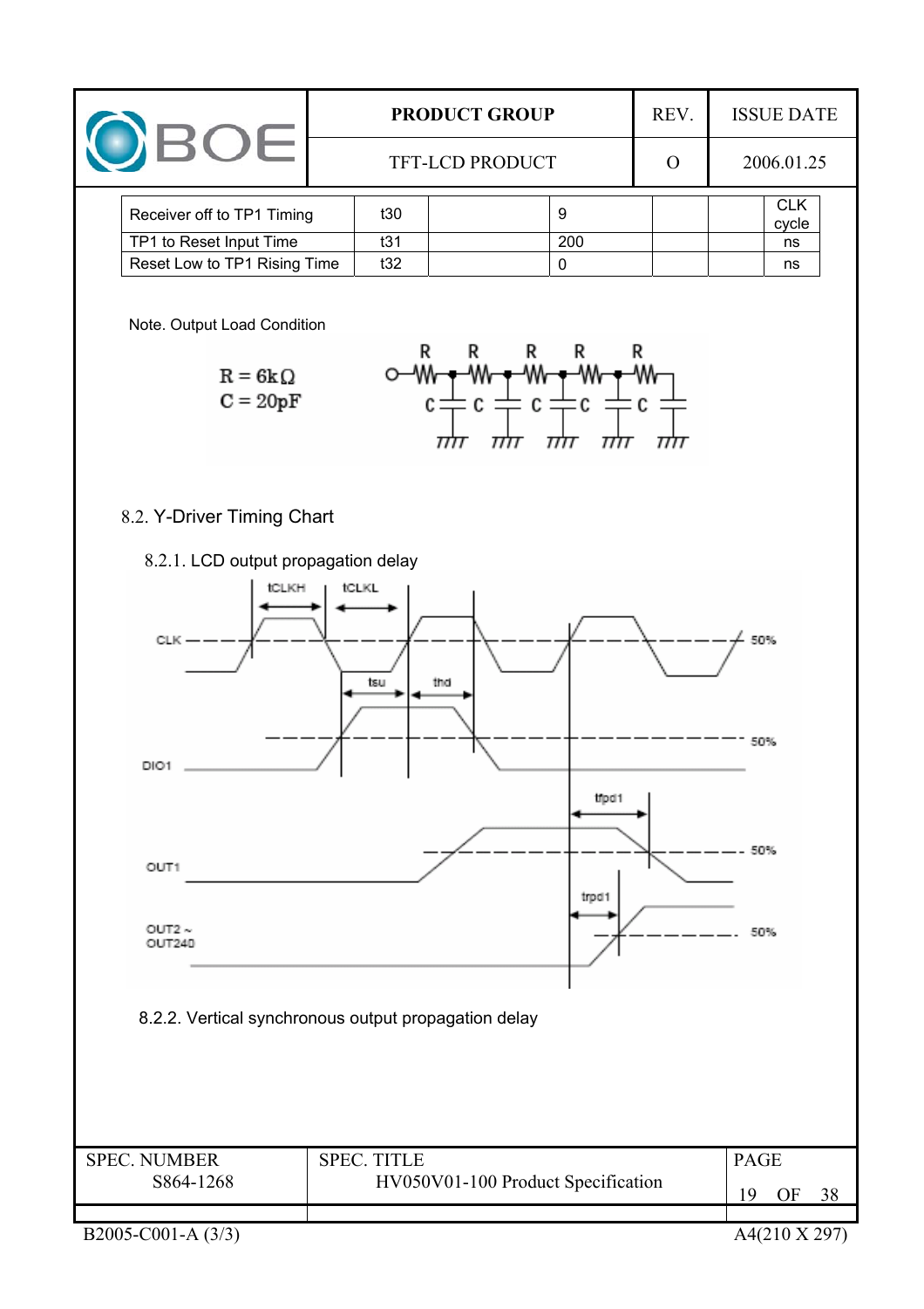| Receiver off to TP1 Timing | t30 | | 9 | | | CLK cycle |
|---|---|---|---|---|---|---|
| TP1 to Reset Input Time | t31 | | 200 | | | ns |
| Reset Low to TP1 Rising Time | t32 | | 0 | | | ns |

Note. Output Load Condition

$R = 6k\Omega$
$C = 20pF$

8.2. Y-Driver Timing Chart

8.2.1. LCD output propagation delay

8.2.2. Vertical synchronous output propagation delay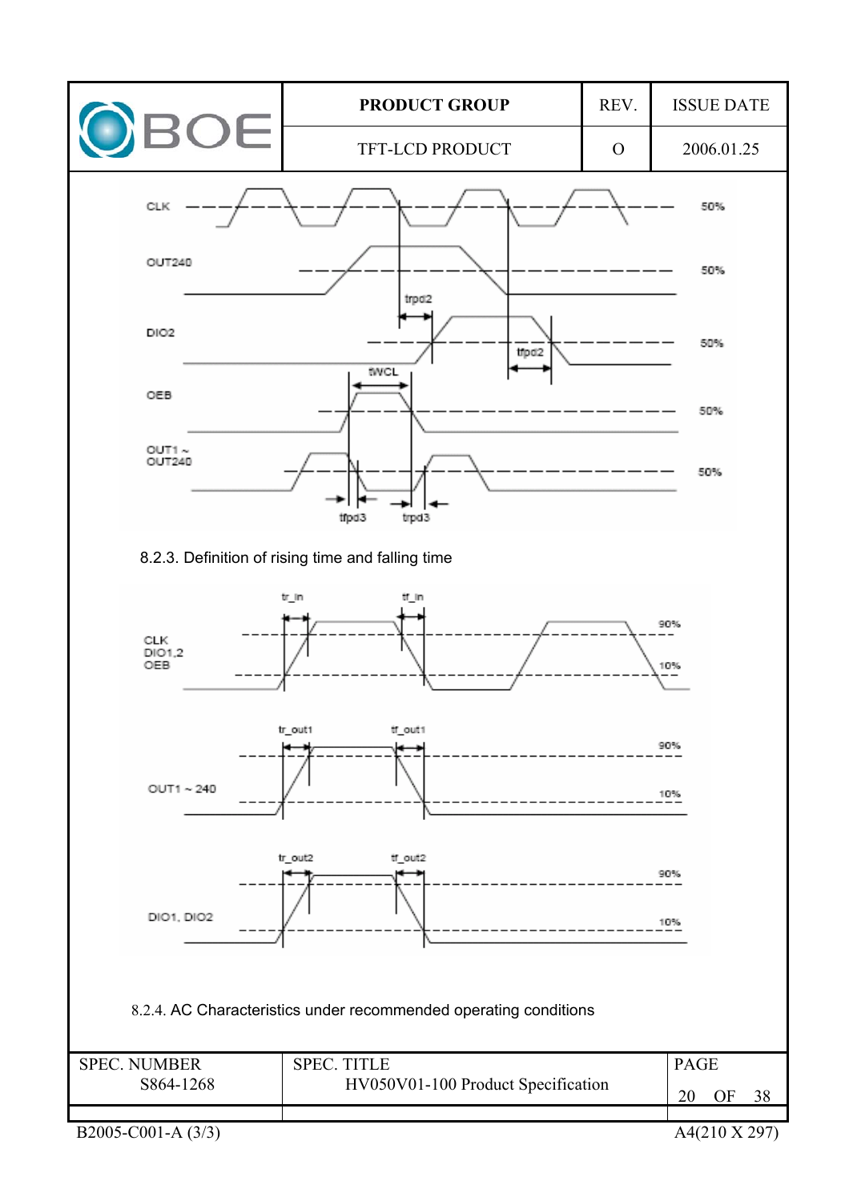8.2.3. Definition of rising time and falling time

8.2.4. AC Characteristics under recommended operating conditions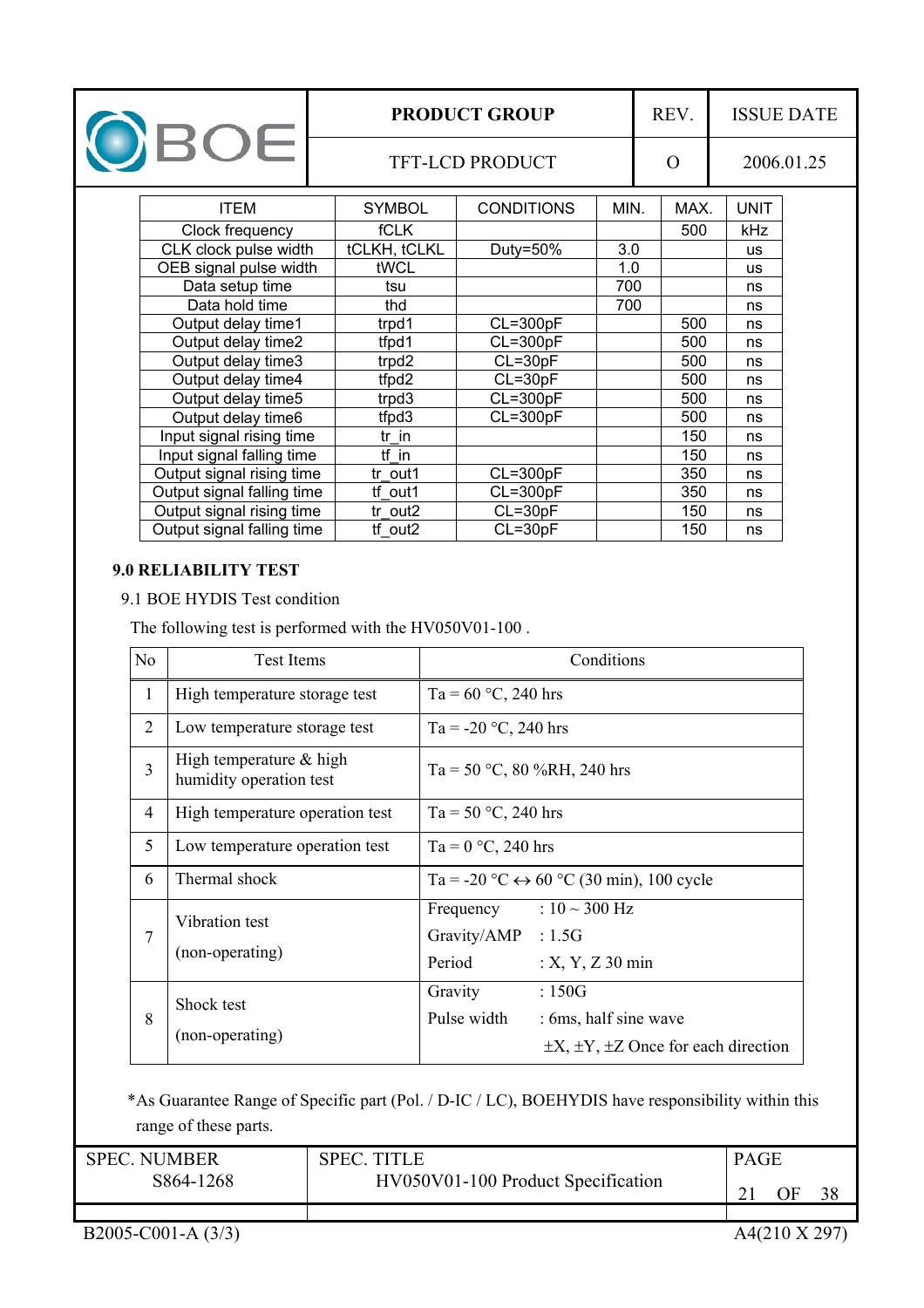| ITEM | SYMBOL | CONDITIONS | MIN. | MAX. | UNIT |
|---|---|---|---|---|---|
| Clock frequency | fCLK | | | 500 | kHz |
| CLK clock pulse width | tCLKH, tCLKL | Duty=50% | 3.0 | | us |
| OEB signal pulse width | tWCL | | 1.0 | | us |
| Data setup time | tsu | | 700 | | ns |
| Data hold time | thd | | 700 | | ns |
| Output delay time1 | trpd1 | CL=300pF | | 500 | ns |
| Output delay time2 | tfpd1 | CL=300pF | | 500 | ns |
| Output delay time3 | trpd2 | CL=30pF | | 500 | ns |
| Output delay time4 | tfpd2 | CL=30pF | | 500 | ns |
| Output delay time5 | trpd3 | CL=300pF | | 500 | ns |
| Output delay time6 | tfpd3 | CL=300pF | | 500 | ns |
| Input signal rising time | tr_in | | | 150 | ns |
| Input signal falling time | tf_in | | | 150 | ns |
| Output signal rising time | tr_out1 | CL=300pF | | 350 | ns |
| Output signal falling time | tf_out1 | CL=300pF | | 350 | ns |
| Output signal rising time | tr_out2 | CL=30pF | | 150 | ns |
| Output signal falling time | tf_out2 | CL=30pF | | 150 | ns |

## 9.0 RELIABILITY TEST

### 9.1 BOE HYDIS Test condition

The following test is performed with the HV050V01-100 .

| No | Test Items | Conditions |
|---|---|---|
| 1 | High temperature storage test | Ta = 60 °C, 240 hrs |
| 2 | Low temperature storage test | Ta = -20 °C, 240 hrs |
| 3 | High temperature & high humidity operation test | Ta = 50 °C, 80 %RH, 240 hrs |
| 4 | High temperature operation test | Ta = 50 °C, 240 hrs |
| 5 | Low temperature operation test | Ta = 0 °C, 240 hrs |
| 6 | Thermal shock | Ta = -20 °C ↔ 60 °C (30 min), 100 cycle |
| 7 | Vibration test (non-operating) | Frequency : 10 ~ 300 Hz<br>Gravity/AMP : 1.5G<br>Period : X, Y, Z 30 min |
| 8 | Shock test (non-operating) | Gravity : 150G<br>Pulse width : 6ms, half sine wave<br>±X, ±Y, ±Z Once for each direction |

*As Guarantee Range of Specific part (Pol. / D-IC / LC), BOEHYDIS have responsibility within this range of these parts.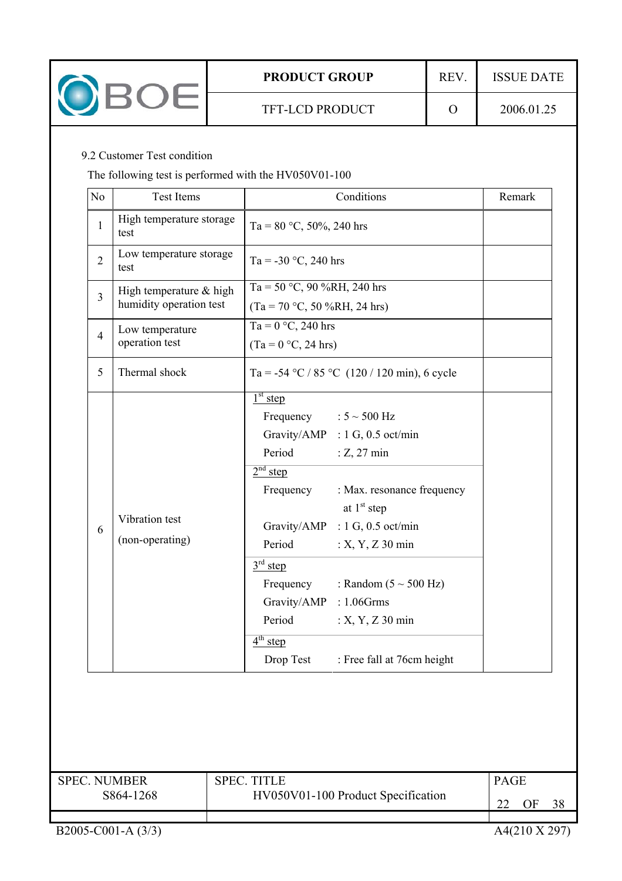9.2 Customer Test condition

The following test is performed with the HV050V01-100

| No | Test Items | Conditions | Remark |
|---|---|---|---|
| 1 | High temperature storage test | Ta = 80 °C, 50%, 240 hrs | |
| 2 | Low temperature storage test | Ta = -30 °C, 240 hrs | |
| 3 | High temperature & high humidity operation test | Ta = 50 °C, 90 %RH, 240 hrs<br>(Ta = 70 °C, 50 %RH, 24 hrs) | |
| 4 | Low temperature operation test | Ta = 0 °C, 240 hrs<br>(Ta = 0 °C, 24 hrs) | |
| 5 | Thermal shock | Ta = -54 °C / 85 °C (120 / 120 min), 6 cycle | |
| 6 | Vibration test<br>(non-operating) | 1st step<br>Frequency : 5 ~ 500 Hz<br>Gravity/AMP : 1 G, 0.5 oct/min<br>Period : Z, 27 min<br>2nd step<br>Frequency : Max. resonance frequency at 1st step<br>Gravity/AMP : 1 G, 0.5 oct/min<br>Period : X, Y, Z 30 min<br>3rd step<br>Frequency : Random (5 ~ 500 Hz)<br>Gravity/AMP : 1.06Grms<br>Period : X, Y, Z 30 min<br>4th step<br>Drop Test : Free fall at 76cm height | |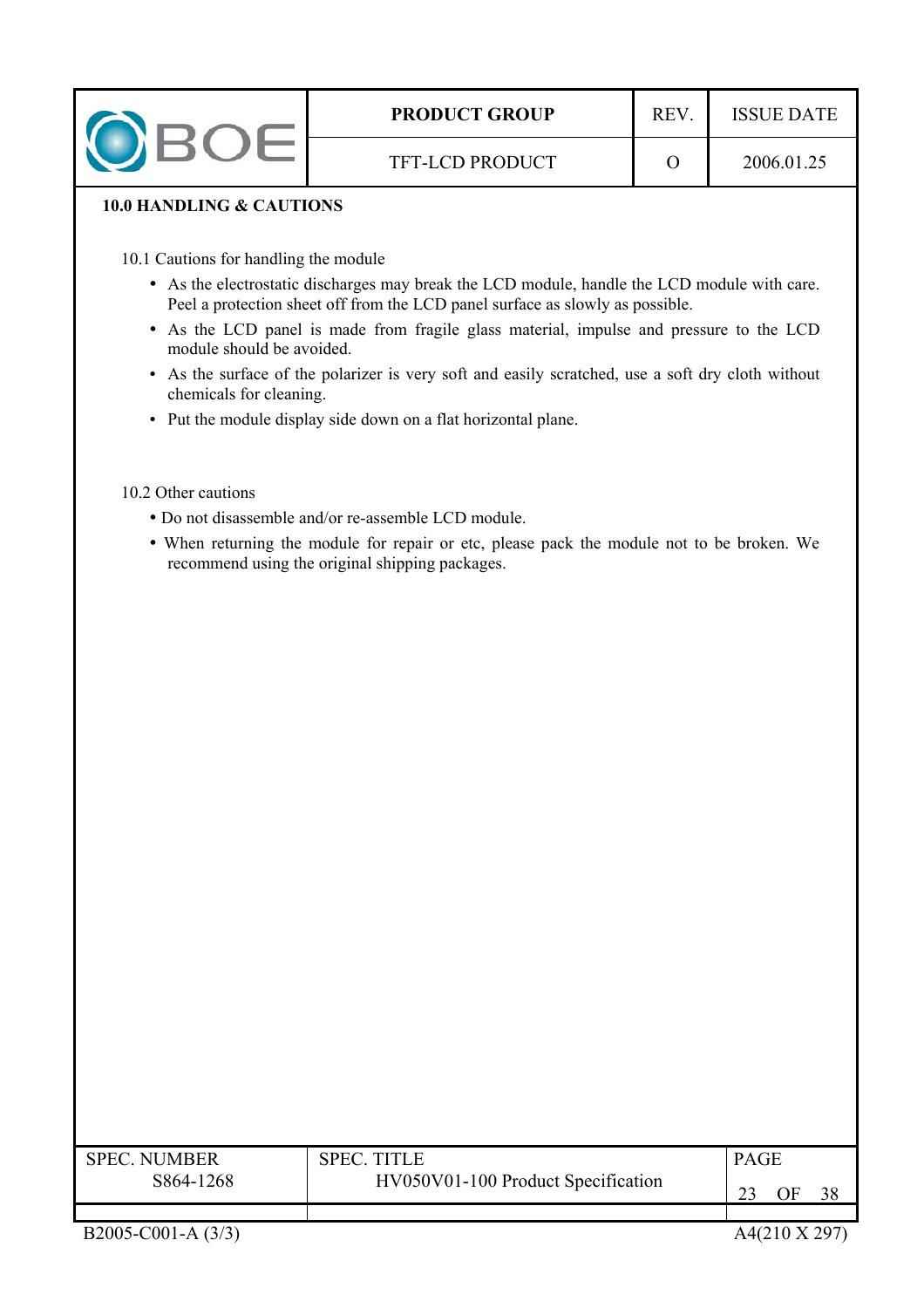## 10.0 HANDLING & CAUTIONS

### 10.1 Cautions for handling the module

- As the electrostatic discharges may break the LCD module, handle the LCD module with care. Peel a protection sheet off from the LCD panel surface as slowly as possible.
- As the LCD panel is made from fragile glass material, impulse and pressure to the LCD module should be avoided.
- As the surface of the polarizer is very soft and easily scratched, use a soft dry cloth without chemicals for cleaning.
- Put the module display side down on a flat horizontal plane.

### 10.2 Other cautions

- Do not disassemble and/or re-assemble LCD module.
- When returning the module for repair or etc, please pack the module not to be broken. We recommend using the original shipping packages.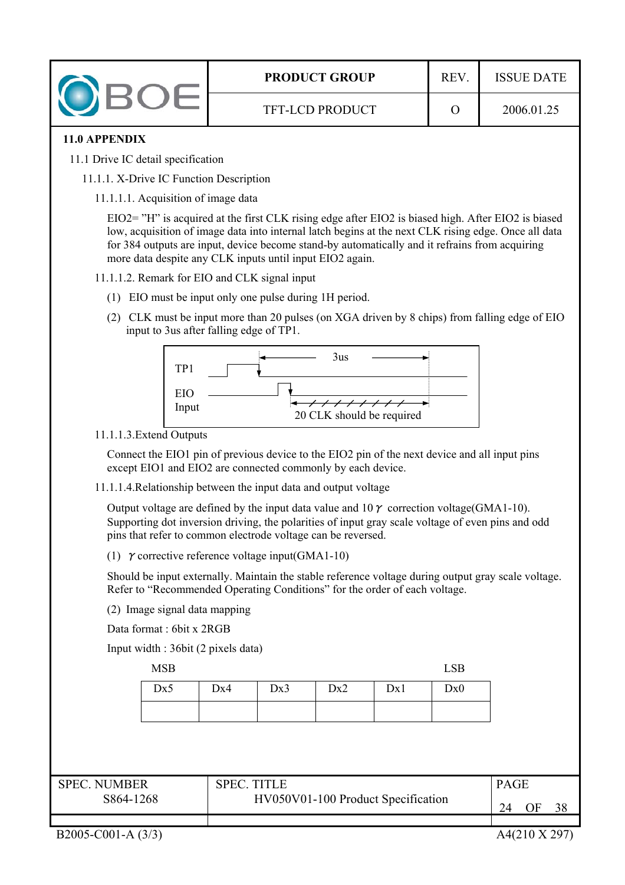## 11.0 APPENDIX

### 11.1 Drive IC detail specification

#### 11.1.1. X-Drive IC Function Description

##### 11.1.1.1. Acquisition of image data

EIO2= "H" is acquired at the first CLK rising edge after EIO2 is biased high. After EIO2 is biased low, acquisition of image data into internal latch begins at the next CLK rising edge. Once all data for 384 outputs are input, device become stand-by automatically and it refrains from acquiring more data despite any CLK inputs until input EIO2 again.

##### 11.1.1.2. Remark for EIO and CLK signal input

(1) EIO must be input only one pulse during 1H period.

(2) CLK must be input more than 20 pulses (on XGA driven by 8 chips) from falling edge of EIO input to 3us after falling edge of TP1.

TP1

EIO Input

3us

20 CLK should be required

##### 11.1.1.3.Extend Outputs

Connect the EIO1 pin of previous device to the EIO2 pin of the next device and all input pins except EIO1 and EIO2 are connected commonly by each device.

##### 11.1.1.4.Relationship between the input data and output voltage

Output voltage are defined by the input data value and 10 $\gamma$ correction voltage(GMA1-10). Supporting dot inversion driving, the polarities of input gray scale voltage of even pins and odd pins that refer to common electrode voltage can be reversed.

(1) $\gamma$ corrective reference voltage input(GMA1-10)

Should be input externally. Maintain the stable reference voltage during output gray scale voltage. Refer to "Recommended Operating Conditions" for the order of each voltage.

(2) Image signal data mapping

Data format : 6bit x 2RGB

Input width : 36bit (2 pixels data)

MSB → LSB

| Dx5 | Dx4 | Dx3 | Dx2 | Dx1 | Dx0 |
|---|---|---|---|---|---|
| | | | | | |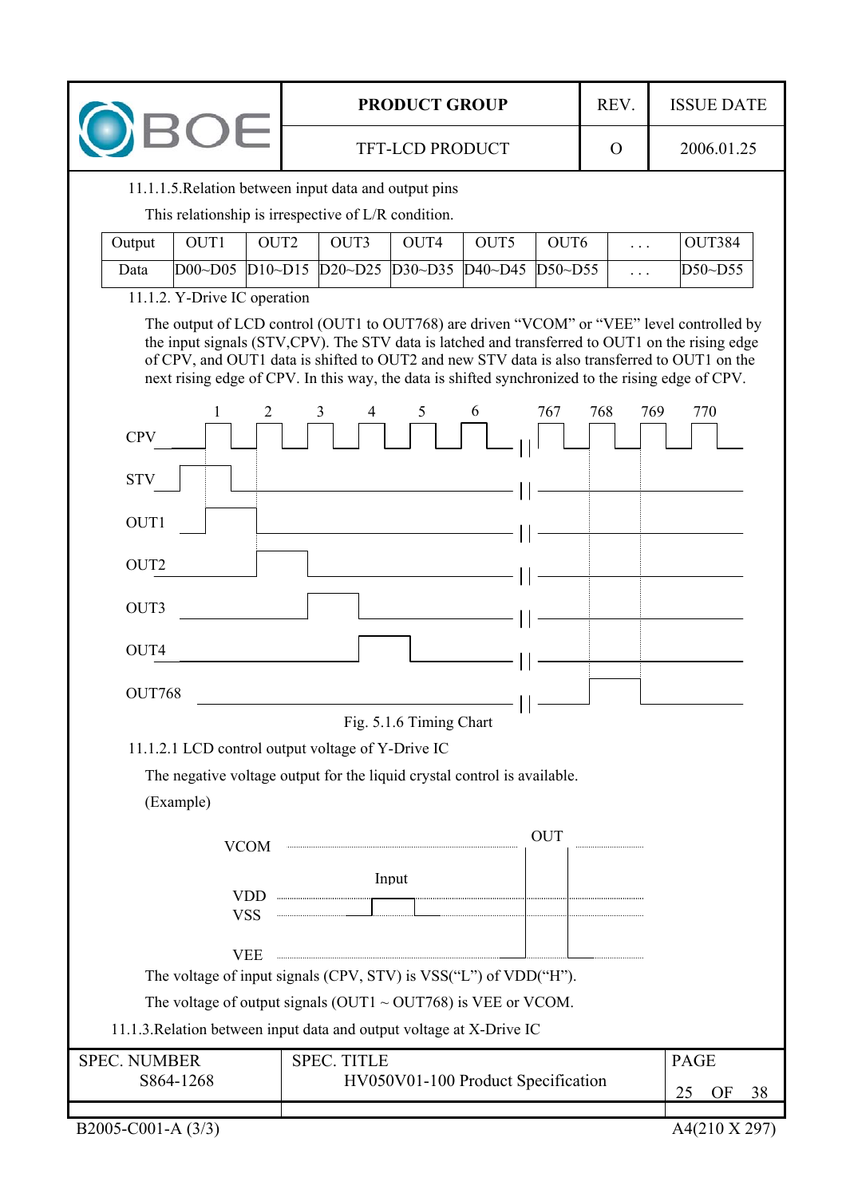11.1.1.5.Relation between input data and output pins

This relationship is irrespective of L/R condition.

| Output | OUT1 | OUT2 | OUT3 | OUT4 | OUT5 | OUT6 | . . . | OUT384 |
|---|---|---|---|---|---|---|---|---|
| Data | D00~D05 | D10~D15 | D20~D25 | D30~D35 | D40~D45 | D50~D55 | . . . | D50~D55 |

11.1.2. Y-Drive IC operation

The output of LCD control (OUT1 to OUT768) are driven "VCOM" or "VEE" level controlled by the input signals (STV,CPV). The STV data is latched and transferred to OUT1 on the rising edge of CPV, and OUT1 data is shifted to OUT2 and new STV data is also transferred to OUT1 on the next rising edge of CPV. In this way, the data is shifted synchronized to the rising edge of CPV.

Fig. 5.1.6 Timing Chart

11.1.2.1 LCD control output voltage of Y-Drive IC

The negative voltage output for the liquid crystal control is available.

(Example)

The voltage of input signals (CPV, STV) is VSS("L") of VDD("H").

The voltage of output signals (OUT1 ~ OUT768) is VEE or VCOM.

11.1.3.Relation between input data and output voltage at X-Drive IC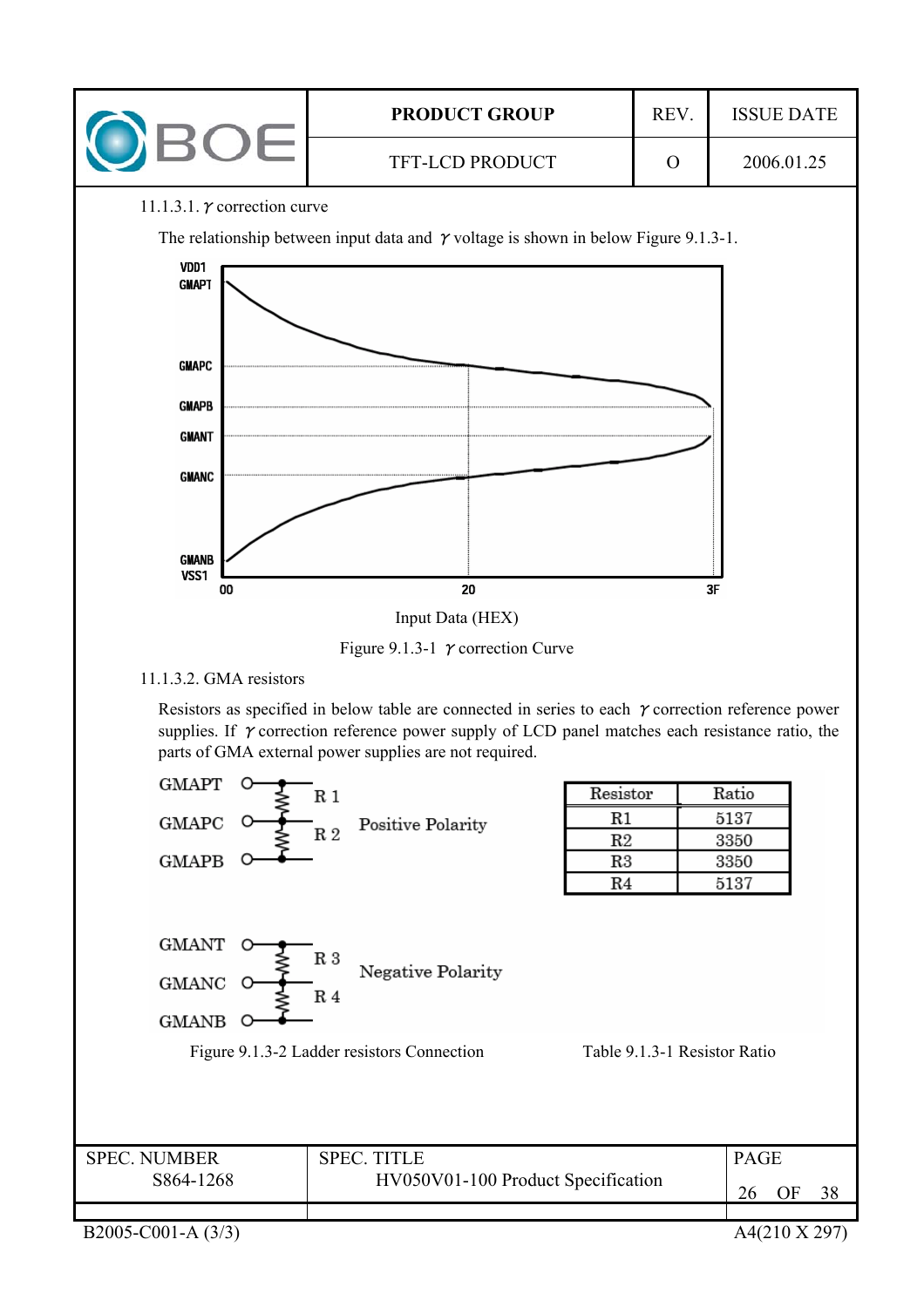11.1.3.1. γ correction curve

The relationship between input data and γ voltage is shown in below Figure 9.1.3-1.

Input Data (HEX)

Figure 9.1.3-1 γ correction Curve

11.1.3.2. GMA resistors

Resistors as specified in below table are connected in series to each γ correction reference power supplies. If γ correction reference power supply of LCD panel matches each resistance ratio, the parts of GMA external power supplies are not required.

Figure 9.1.3-2 Ladder resistors Connection

| Resistor | Ratio |
|---|---|
| R1 | 5137 |
| R2 | 3350 |
| R3 | 3350 |
| R4 | 5137 |

Table 9.1.3-1 Resistor Ratio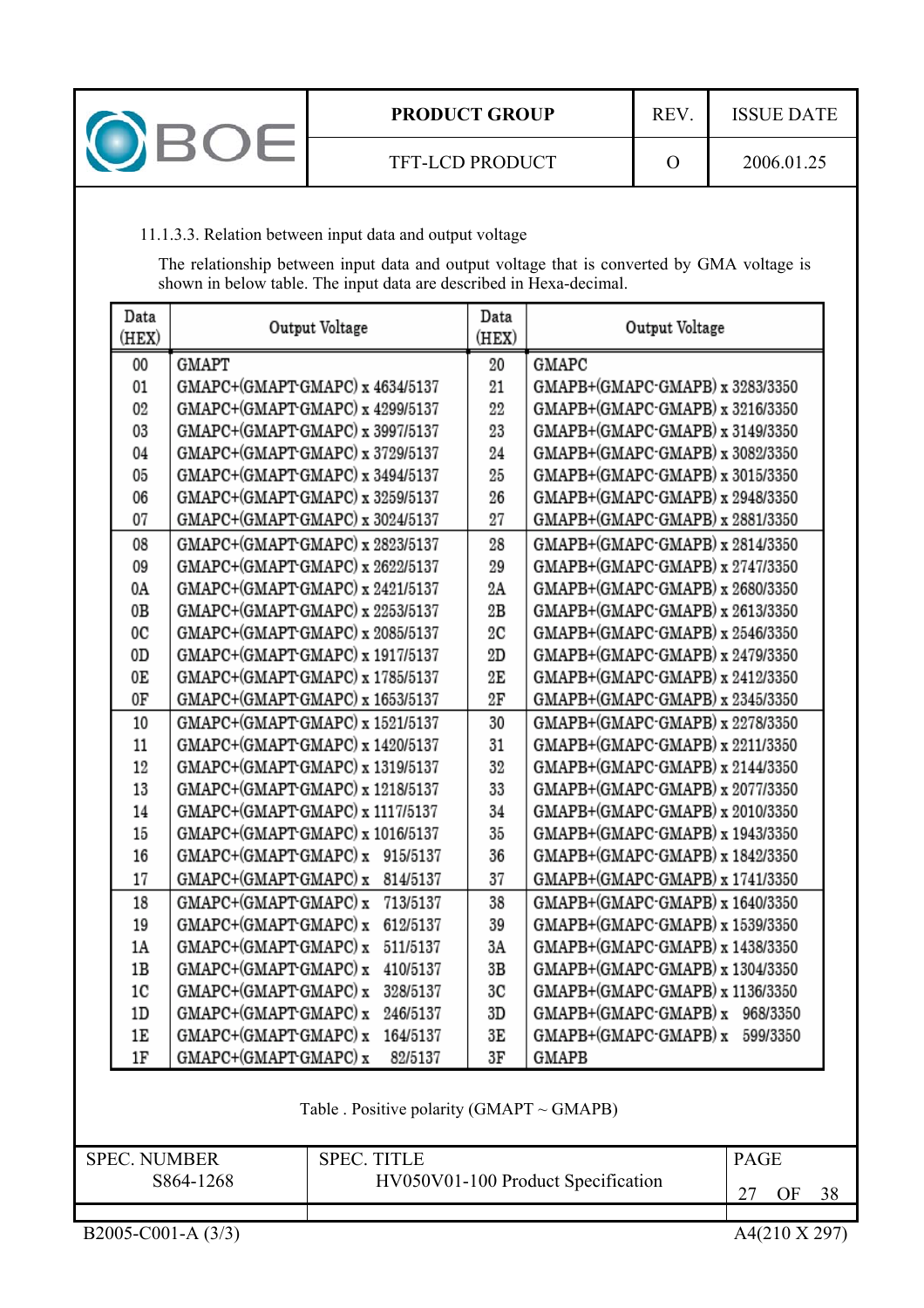11.1.3.3. Relation between input data and output voltage

The relationship between input data and output voltage that is converted by GMA voltage is shown in below table. The input data are described in Hexa-decimal.

| Data (HEX) | Output Voltage | Data (HEX) | Output Voltage |
|---|---|---|---|
| 00 | GMAPT | 20 | GMAPC |
| 01 | GMAPC+(GMAPT-GMAPC) x 4634/5137 | 21 | GMAPB+(GMAPC-GMAPB) x 3283/3350 |
| 02 | GMAPC+(GMAPT-GMAPC) x 4299/5137 | 22 | GMAPB+(GMAPC-GMAPB) x 3216/3350 |
| 03 | GMAPC+(GMAPT-GMAPC) x 3997/5137 | 23 | GMAPB+(GMAPC-GMAPB) x 3149/3350 |
| 04 | GMAPC+(GMAPT-GMAPC) x 3729/5137 | 24 | GMAPB+(GMAPC-GMAPB) x 3082/3350 |
| 05 | GMAPC+(GMAPT-GMAPC) x 3494/5137 | 25 | GMAPB+(GMAPC-GMAPB) x 3015/3350 |
| 06 | GMAPC+(GMAPT-GMAPC) x 3259/5137 | 26 | GMAPB+(GMAPC-GMAPB) x 2948/3350 |
| 07 | GMAPC+(GMAPT-GMAPC) x 3024/5137 | 27 | GMAPB+(GMAPC-GMAPB) x 2881/3350 |
| 08 | GMAPC+(GMAPT-GMAPC) x 2823/5137 | 28 | GMAPB+(GMAPC-GMAPB) x 2814/3350 |
| 09 | GMAPC+(GMAPT-GMAPC) x 2622/5137 | 29 | GMAPB+(GMAPC-GMAPB) x 2747/3350 |
| 0A | GMAPC+(GMAPT-GMAPC) x 2421/5137 | 2A | GMAPB+(GMAPC-GMAPB) x 2680/3350 |
| 0B | GMAPC+(GMAPT-GMAPC) x 2253/5137 | 2B | GMAPB+(GMAPC-GMAPB) x 2613/3350 |
| 0C | GMAPC+(GMAPT-GMAPC) x 2085/5137 | 2C | GMAPB+(GMAPC-GMAPB) x 2546/3350 |
| 0D | GMAPC+(GMAPT-GMAPC) x 1917/5137 | 2D | GMAPB+(GMAPC-GMAPB) x 2479/3350 |
| 0E | GMAPC+(GMAPT-GMAPC) x 1785/5137 | 2E | GMAPB+(GMAPC-GMAPB) x 2412/3350 |
| 0F | GMAPC+(GMAPT-GMAPC) x 1653/5137 | 2F | GMAPB+(GMAPC-GMAPB) x 2345/3350 |
| 10 | GMAPC+(GMAPT-GMAPC) x 1521/5137 | 30 | GMAPB+(GMAPC-GMAPB) x 2278/3350 |
| 11 | GMAPC+(GMAPT-GMAPC) x 1420/5137 | 31 | GMAPB+(GMAPC-GMAPB) x 2211/3350 |
| 12 | GMAPC+(GMAPT-GMAPC) x 1319/5137 | 32 | GMAPB+(GMAPC-GMAPB) x 2144/3350 |
| 13 | GMAPC+(GMAPT-GMAPC) x 1218/5137 | 33 | GMAPB+(GMAPC-GMAPB) x 2077/3350 |
| 14 | GMAPC+(GMAPT-GMAPC) x 1117/5137 | 34 | GMAPB+(GMAPC-GMAPB) x 2010/3350 |
| 15 | GMAPC+(GMAPT-GMAPC) x 1016/5137 | 35 | GMAPB+(GMAPC-GMAPB) x 1943/3350 |
| 16 | GMAPC+(GMAPT-GMAPC) x 915/5137 | 36 | GMAPB+(GMAPC-GMAPB) x 1842/3350 |
| 17 | GMAPC+(GMAPT-GMAPC) x 814/5137 | 37 | GMAPB+(GMAPC-GMAPB) x 1741/3350 |
| 18 | GMAPC+(GMAPT-GMAPC) x 713/5137 | 38 | GMAPB+(GMAPC-GMAPB) x 1640/3350 |
| 19 | GMAPC+(GMAPT-GMAPC) x 612/5137 | 39 | GMAPB+(GMAPC-GMAPB) x 1539/3350 |
| 1A | GMAPC+(GMAPT-GMAPC) x 511/5137 | 3A | GMAPB+(GMAPC-GMAPB) x 1438/3350 |
| 1B | GMAPC+(GMAPT-GMAPC) x 410/5137 | 3B | GMAPB+(GMAPC-GMAPB) x 1304/3350 |
| 1C | GMAPC+(GMAPT-GMAPC) x 328/5137 | 3C | GMAPB+(GMAPC-GMAPB) x 1136/3350 |
| 1D | GMAPC+(GMAPT-GMAPC) x 246/5137 | 3D | GMAPB+(GMAPC-GMAPB) x 968/3350 |
| 1E | GMAPC+(GMAPT-GMAPC) x 164/5137 | 3E | GMAPB+(GMAPC-GMAPB) x 599/3350 |
| 1F | GMAPC+(GMAPT-GMAPC) x 82/5137 | 3F | GMAPB |

Table . Positive polarity (GMAPT ~ GMAPB)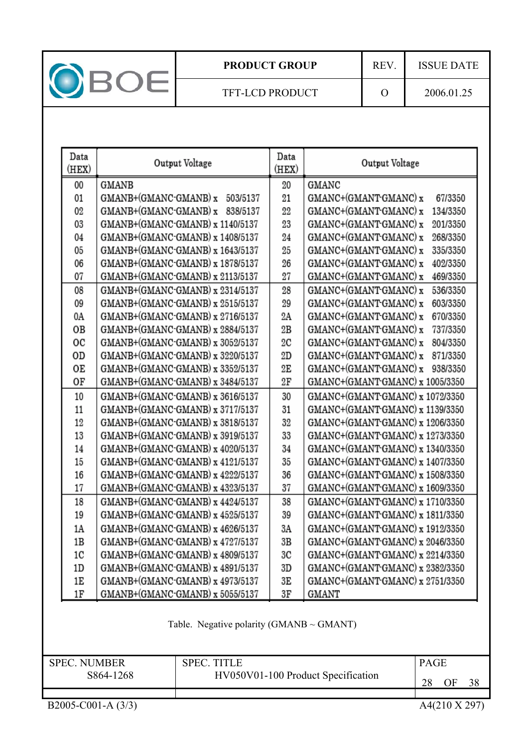| Data (HEX) | Output Voltage | Data (HEX) | Output Voltage |
|---|---|---|---|
| 00 | GMANB | 20 | GMANC |
| 01 | GMANB+(GMANC-GMANB) x 503/5137 | 21 | GMANC+(GMANT-GMANC) x 67/3350 |
| 02 | GMANB+(GMANC-GMANB) x 838/5137 | 22 | GMANC+(GMANT-GMANC) x 134/3350 |
| 03 | GMANB+(GMANC-GMANB) x 1140/5137 | 23 | GMANC+(GMANT-GMANC) x 201/3350 |
| 04 | GMANB+(GMANC-GMANB) x 1408/5137 | 24 | GMANC+(GMANT-GMANC) x 268/3350 |
| 05 | GMANB+(GMANC-GMANB) x 1643/5137 | 25 | GMANC+(GMANT-GMANC) x 335/3350 |
| 06 | GMANB+(GMANC-GMANB) x 1878/5137 | 26 | GMANC+(GMANT-GMANC) x 402/3350 |
| 07 | GMANB+(GMANC-GMANB) x 2113/5137 | 27 | GMANC+(GMANT-GMANC) x 469/3350 |
| 08 | GMANB+(GMANC-GMANB) x 2314/5137 | 28 | GMANC+(GMANT-GMANC) x 536/3350 |
| 09 | GMANB+(GMANC-GMANB) x 2515/5137 | 29 | GMANC+(GMANT-GMANC) x 603/3350 |
| 0A | GMANB+(GMANC-GMANB) x 2716/5137 | 2A | GMANC+(GMANT-GMANC) x 670/3350 |
| 0B | GMANB+(GMANC-GMANB) x 2884/5137 | 2B | GMANC+(GMANT-GMANC) x 737/3350 |
| 0C | GMANB+(GMANC-GMANB) x 3052/5137 | 2C | GMANC+(GMANT-GMANC) x 804/3350 |
| 0D | GMANB+(GMANC-GMANB) x 3220/5137 | 2D | GMANC+(GMANT-GMANC) x 871/3350 |
| 0E | GMANB+(GMANC-GMANB) x 3352/5137 | 2E | GMANC+(GMANT-GMANC) x 938/3350 |
| 0F | GMANB+(GMANC-GMANB) x 3484/5137 | 2F | GMANC+(GMANT-GMANC) x 1005/3350 |
| 10 | GMANB+(GMANC-GMANB) x 3616/5137 | 30 | GMANC+(GMANT-GMANC) x 1072/3350 |
| 11 | GMANB+(GMANC-GMANB) x 3717/5137 | 31 | GMANC+(GMANT-GMANC) x 1139/3350 |
| 12 | GMANB+(GMANC-GMANB) x 3818/5137 | 32 | GMANC+(GMANT-GMANC) x 1206/3350 |
| 13 | GMANB+(GMANC-GMANB) x 3919/5137 | 33 | GMANC+(GMANT-GMANC) x 1273/3350 |
| 14 | GMANB+(GMANC-GMANB) x 4020/5137 | 34 | GMANC+(GMANT-GMANC) x 1340/3350 |
| 15 | GMANB+(GMANC-GMANB) x 4121/5137 | 35 | GMANC+(GMANT-GMANC) x 1407/3350 |
| 16 | GMANB+(GMANC-GMANB) x 4222/5137 | 36 | GMANC+(GMANT-GMANC) x 1508/3350 |
| 17 | GMANB+(GMANC-GMANB) x 4323/5137 | 37 | GMANC+(GMANT-GMANC) x 1609/3350 |
| 18 | GMANB+(GMANC-GMANB) x 4424/5137 | 38 | GMANC+(GMANT-GMANC) x 1710/3350 |
| 19 | GMANB+(GMANC-GMANB) x 4525/5137 | 39 | GMANC+(GMANT-GMANC) x 1811/3350 |
| 1A | GMANB+(GMANC-GMANB) x 4626/5137 | 3A | GMANC+(GMANT-GMANC) x 1912/3350 |
| 1B | GMANB+(GMANC-GMANB) x 4727/5137 | 3B | GMANC+(GMANT-GMANC) x 2046/3350 |
| 1C | GMANB+(GMANC-GMANB) x 4809/5137 | 3C | GMANC+(GMANT-GMANC) x 2214/3350 |
| 1D | GMANB+(GMANC-GMANB) x 4891/5137 | 3D | GMANC+(GMANT-GMANC) x 2382/3350 |
| 1E | GMANB+(GMANC-GMANB) x 4973/5137 | 3E | GMANC+(GMANT-GMANC) x 2751/3350 |
| 1F | GMANB+(GMANC-GMANB) x 5055/5137 | 3F | GMANT |

Table. Negative polarity (GMANB ~ GMANT)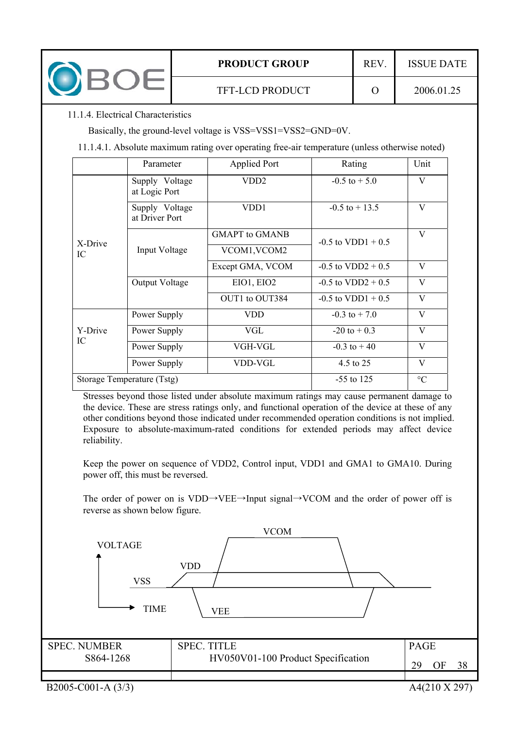11.1.4. Electrical Characteristics

Basically, the ground-level voltage is VSS=VSS1=VSS2=GND=0V.

11.1.4.1. Absolute maximum rating over operating free-air temperature (unless otherwise noted)

| | Parameter | Applied Port | Rating | Unit |
|---|---|---|---|---|
| X-Drive IC | Supply Voltage at Logic Port | VDD2 | -0.5 to + 5.0 | V |
| | Supply Voltage at Driver Port | VDD1 | -0.5 to + 13.5 | V |
| | Input Voltage | GMAPT to GMANB | -0.5 to VDD1 + 0.5 | V |
| | | VCOM1,VCOM2 | | |
| | | Except GMA, VCOM | -0.5 to VDD2 + 0.5 | V |
| | Output Voltage | EIO1, EIO2 | -0.5 to VDD2 + 0.5 | V |
| | | OUT1 to OUT384 | -0.5 to VDD1 + 0.5 | V |
| Y-Drive IC | Power Supply | VDD | -0.3 to + 7.0 | V |
| | Power Supply | VGL | -20 to + 0.3 | V |
| | Power Supply | VGH-VGL | -0.3 to + 40 | V |
| | Power Supply | VDD-VGL | 4.5 to 25 | V |
| Storage Temperature (Tstg) | | | -55 to 125 | °C |

Stresses beyond those listed under absolute maximum ratings may cause permanent damage to the device. These are stress ratings only, and functional operation of the device at these of any other conditions beyond those indicated under recommended operation conditions is not implied. Exposure to absolute-maximum-rated conditions for extended periods may affect device reliability.

Keep the power on sequence of VDD2, Control input, VDD1 and GMA1 to GMA10. During power off, this must be reversed.

The order of power on is VDD→VEE→Input signal→VCOM and the order of power off is reverse as shown below figure.

VOLTAGE

VCOM

VDD

VSS

TIME

VEE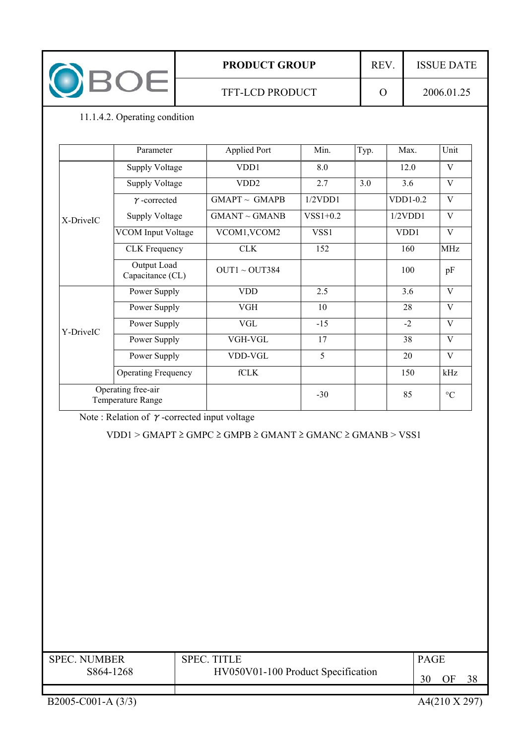11.1.4.2. Operating condition

| | Parameter | Applied Port | Min. | Typ. | Max. | Unit |
|---|---|---|---|---|---|---|
| X-DriveIC | Supply Voltage | VDD1 | 8.0 | | 12.0 | V |
| | Supply Voltage | VDD2 | 2.7 | 3.0 | 3.6 | V |
| | γ-corrected Supply Voltage | GMAPT ~ GMAPB | 1/2VDD1 | | VDD1-0.2 | V |
| | | GMANT ~ GMANB | VSS1+0.2 | | 1/2VDD1 | V |
| | VCOM Input Voltage | VCOM1,VCOM2 | VSS1 | | VDD1 | V |
| | CLK Frequency | CLK | 152 | | 160 | MHz |
| | Output Load Capacitance (CL) | OUT1 ~ OUT384 | | | 100 | pF |
| Y-DriveIC | Power Supply | VDD | 2.5 | | 3.6 | V |
| | Power Supply | VGH | 10 | | 28 | V |
| | Power Supply | VGL | -15 | | -2 | V |
| | Power Supply | VGH-VGL | 17 | | 38 | V |
| | Power Supply | VDD-VGL | 5 | | 20 | V |
| | Operating Frequency | fCLK | | | 150 | kHz |
| Operating free-air Temperature Range | | | -30 | | 85 | °C |

Note : Relation of γ-corrected input voltage

VDD1 > GMAPT ≥ GMPC ≥ GMPB ≥ GMANT ≥ GMANC ≥ GMANB > VSS1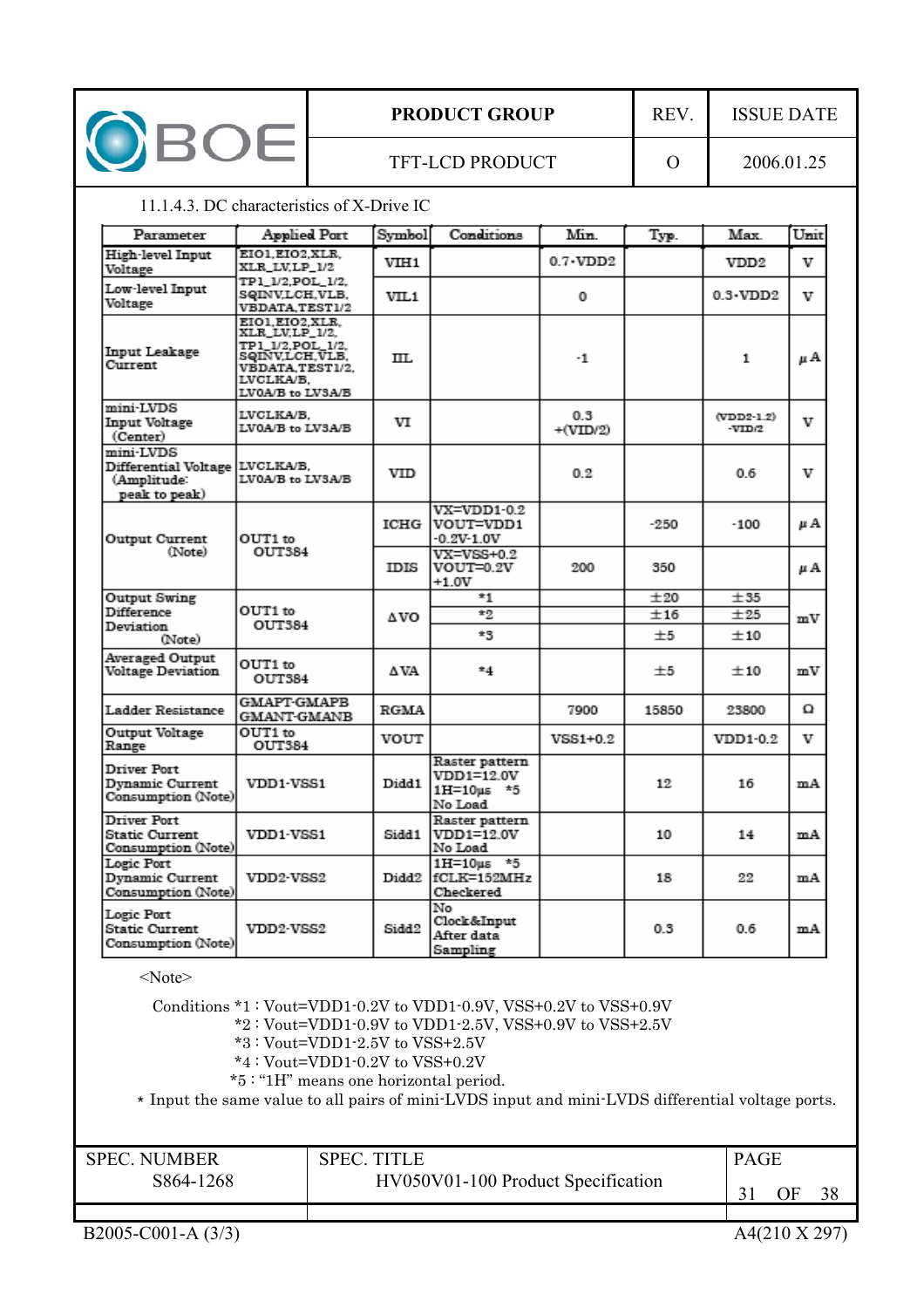11.1.4.3. DC characteristics of X-Drive IC

| Parameter | Applied Port | Symbol | Conditions | Min. | Typ. | Max. | Unit |
|---|---|---|---|---|---|---|---|
| High-level Input Voltage | EIO1,EIO2,XLR, XLR_LV,LP_1/2 TP1_1/2,POL_1/2, SQINV,LCH,VLB, VBDATA,TEST1/2 | VIH1 | | 0.7·VDD2 | | VDD2 | V |
| Low-level Input Voltage | | VIL1 | | 0 | | 0.3·VDD2 | V |
| Input Leakage Current | EIO1,EIO2,XLR, XLR_LV,LP_1/2, TP1_1/2,POL_1/2, SQINV,LCH,VLB, VBDATA,TEST1/2, LVCLKA/B, LV0A/B to LV3A/B | IIL | | -1 | | 1 | μA |
| mini-LVDS Input Voltage (Center) | LVCLKA/B, LV0A/B to LV3A/B | VI | | 0.3 +(VID/2) | | (VDD2-1.2) -VID/2 | V |
| mini-LVDS Differential Voltage (Amplitude: peak to peak) | LVCLKA/B, LV0A/B to LV3A/B | VID | | 0.2 | | 0.6 | V |
| Output Current (Note) | OUT1 to OUT384 | ICHG | VX=VDD1-0.2 VOUT=VDD1 -0.2V-1.0V | | -250 | -100 | μA |
| | | IDIS | VX=VSS+0.2 VOUT=0.2V +1.0V | 200 | 350 | | μA |
| Output Swing Difference Deviation (Note) | OUT1 to OUT384 | ΔVO | *1 | | ±20 | ±35 | mV |
| | | | *2 | | ±16 | ±25 | |
| | | | *3 | | ±5 | ±10 | |
| Averaged Output Voltage Deviation | OUT1 to OUT384 | ΔVA | *4 | | ±5 | ±10 | mV |
| Ladder Resistance | GMAPT-GMAPB GMANT-GMANB | RGMA | | 7900 | 15850 | 23800 | Ω |
| Output Voltage Range | OUT1 to OUT384 | VOUT | | VSS1+0.2 | | VDD1-0.2 | V |
| Driver Port Dynamic Current Consumption (Note) | VDD1-VSS1 | Didd1 | Raster pattern VDD1=12.0V 1H=10μs *5 No Load | | 12 | 16 | mA |
| Driver Port Static Current Consumption (Note) | VDD1-VSS1 | Sidd1 | Raster pattern VDD1=12.0V No Load | | 10 | 14 | mA |
| Logic Port Dynamic Current Consumption (Note) | VDD2-VSS2 | Didd2 | 1H=10μs *5 fCLK=152MHz Checkered | | 18 | 22 | mA |
| Logic Port Static Current Consumption (Note) | VDD2-VSS2 | Sidd2 | No Clock&Input After data Sampling | | 0.3 | 0.6 | mA |

<Note>

Conditions *1 : Vout=VDD1-0.2V to VDD1-0.9V, VSS+0.2V to VSS+0.9V
*2 : Vout=VDD1-0.9V to VDD1-2.5V, VSS+0.9V to VSS+2.5V
*3 : Vout=VDD1-2.5V to VSS+2.5V
*4 : Vout=VDD1-0.2V to VSS+0.2V
*5 : "1H" means one horizontal period.

* Input the same value to all pairs of mini-LVDS input and mini-LVDS differential voltage ports.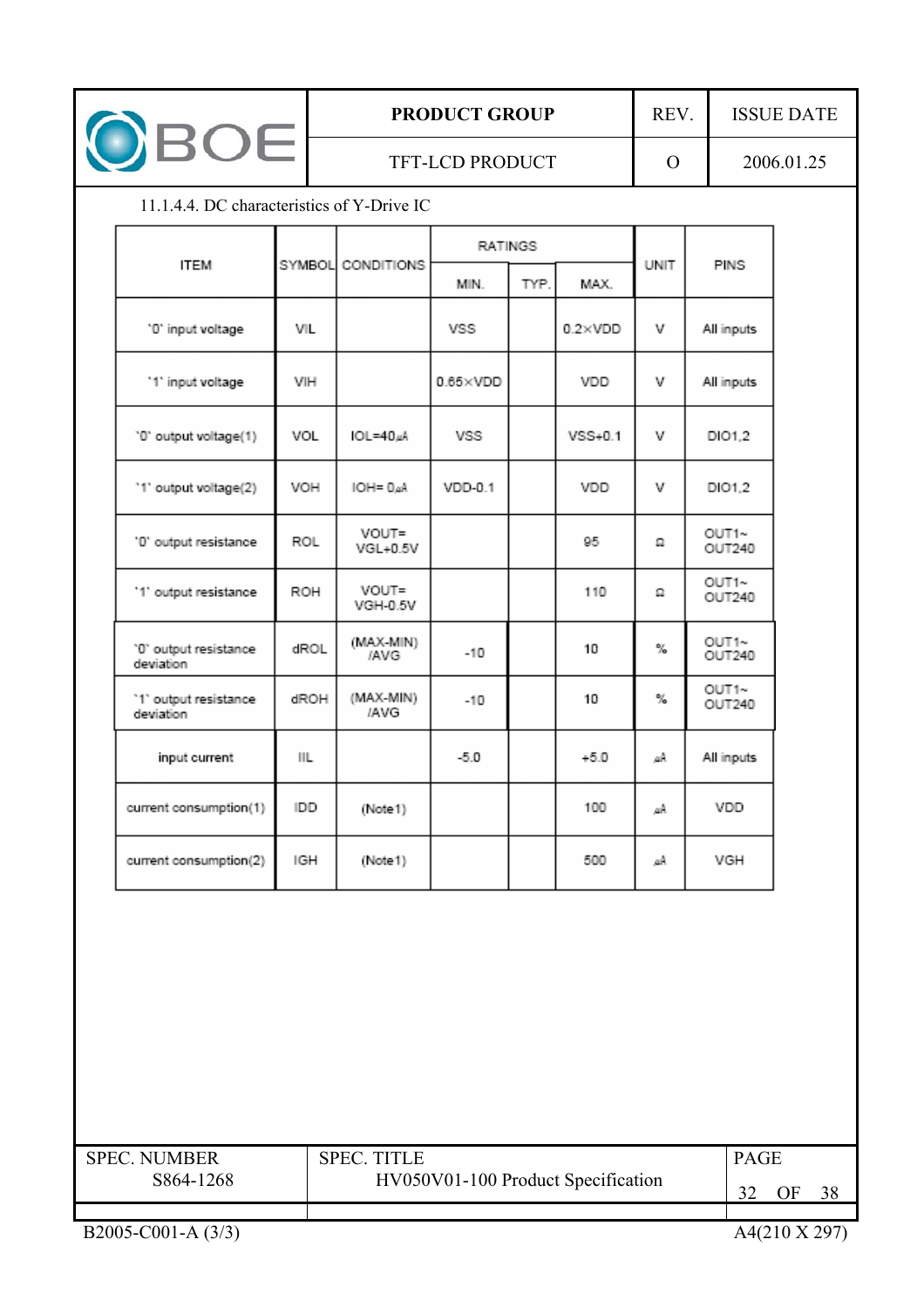11.1.4.4. DC characteristics of Y-Drive IC

| ITEM | SYMBOL | CONDITIONS | RATINGS | | | UNIT | PINS |
|---|---|---|---|---|---|---|---|
| | | | MIN. | TYP. | MAX. | | |
| '0' input voltage | VIL | | VSS | | 0.2×VDD | V | All inputs |
| '1' input voltage | VIH | | 0.65×VDD | | VDD | V | All inputs |
| '0' output voltage(1) | VOL | IOL=40μA | VSS | | VSS+0.1 | V | DIO1,2 |
| '1' output voltage(2) | VOH | IOH= 0μA | VDD-0.1 | | VDD | V | DIO1,2 |
| '0' output resistance | ROL | VOUT= VGL+0.5V | | | 95 | Ω | OUT1~ OUT240 |
| '1' output resistance | ROH | VOUT= VGH-0.5V | | | 110 | Ω | OUT1~ OUT240 |
| '0' output resistance deviation | dROL | (MAX-MIN) /AVG | -10 | | 10 | % | OUT1~ OUT240 |
| '1' output resistance deviation | dROH | (MAX-MIN) /AVG | -10 | | 10 | % | OUT1~ OUT240 |
| input current | IIL | | -5.0 | | +5.0 | μA | All inputs |
| current consumption(1) | IDD | (Note1) | | | 100 | μA | VDD |
| current consumption(2) | IGH | (Note1) | | | 500 | μA | VGH |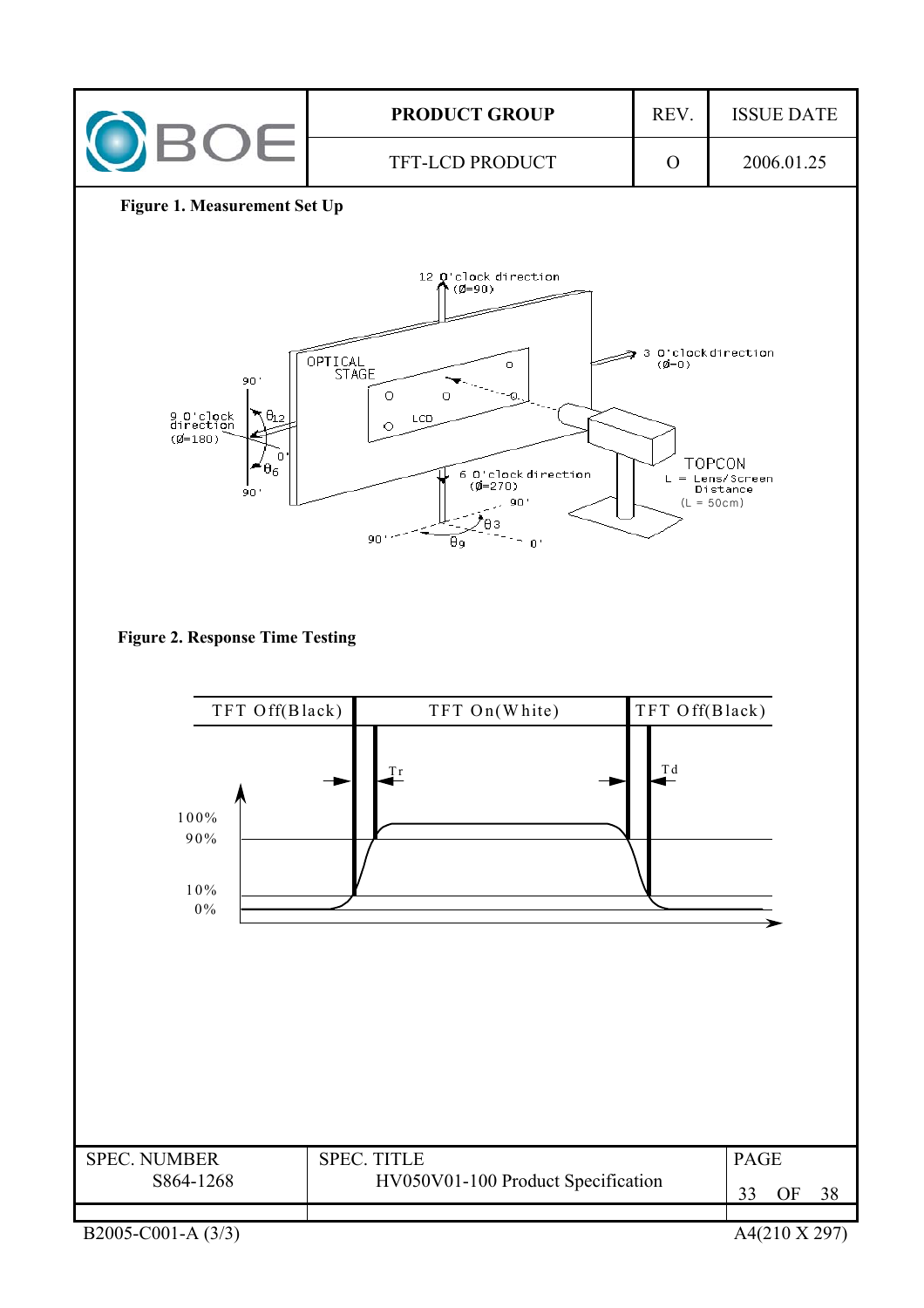**Figure 1. Measurement Set Up**

**Figure 2. Response Time Testing**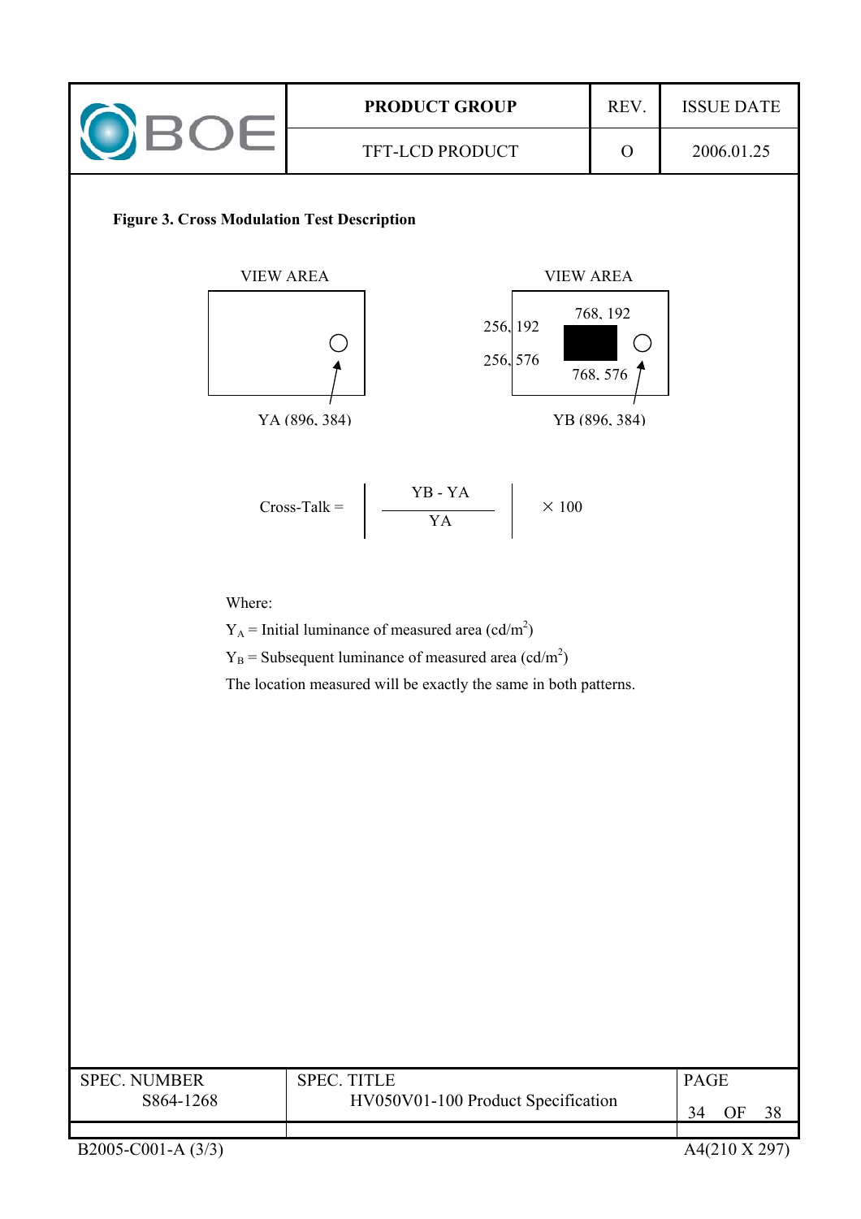**Figure 3. Cross Modulation Test Description**

VIEW AREA

YA (896, 384)

VIEW AREA

256, 192

256, 576

768, 192

768, 576

YB (896, 384)

$$\text{Cross-Talk} = \left| \frac{YB - YA}{YA} \right| \times 100$$

Where:

$Y_A$ = Initial luminance of measured area (cd/m$^2$)

$Y_B$ = Subsequent luminance of measured area (cd/m$^2$)

The location measured will be exactly the same in both patterns.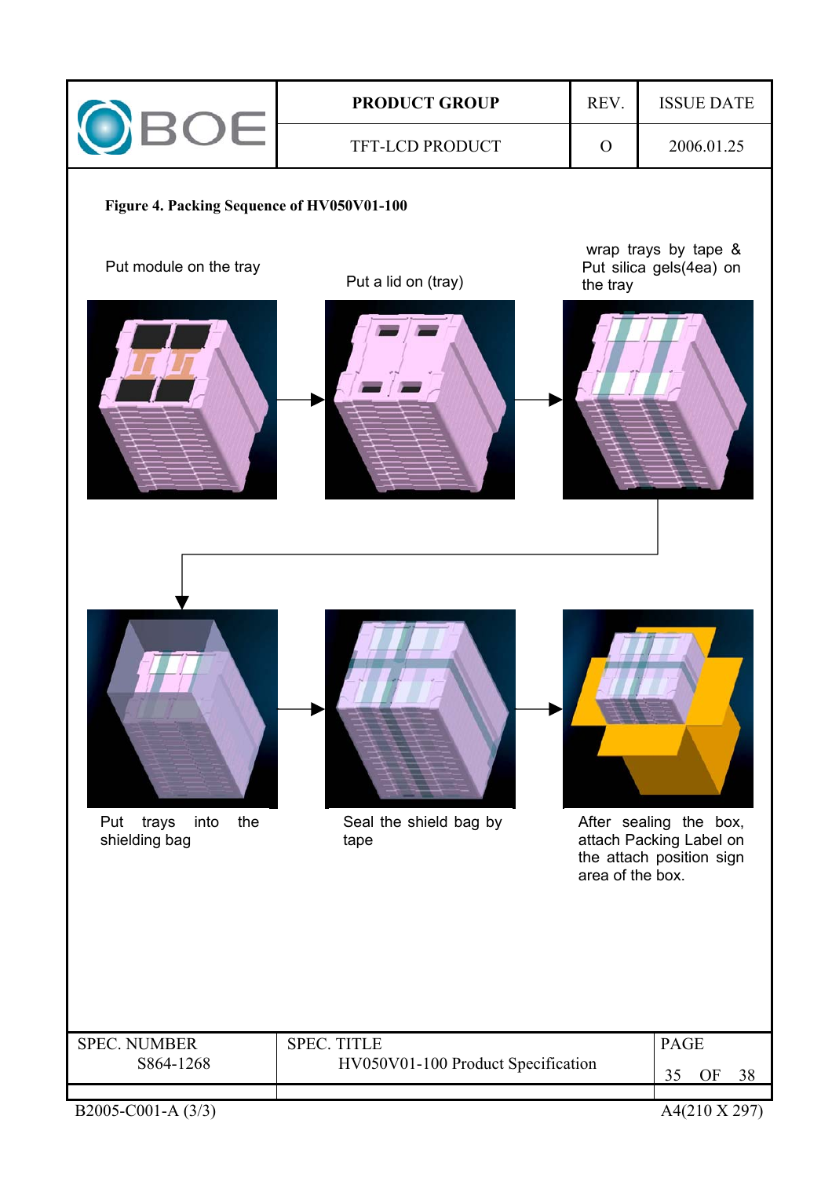**Figure 4. Packing Sequence of HV050V01-100**

Put module on the tray

Put a lid on (tray)

wrap trays by tape & Put silica gels(4ea) on the tray

Put trays into the shielding bag

Seal the shield bag by tape

After sealing the box, attach Packing Label on the attach position sign area of the box.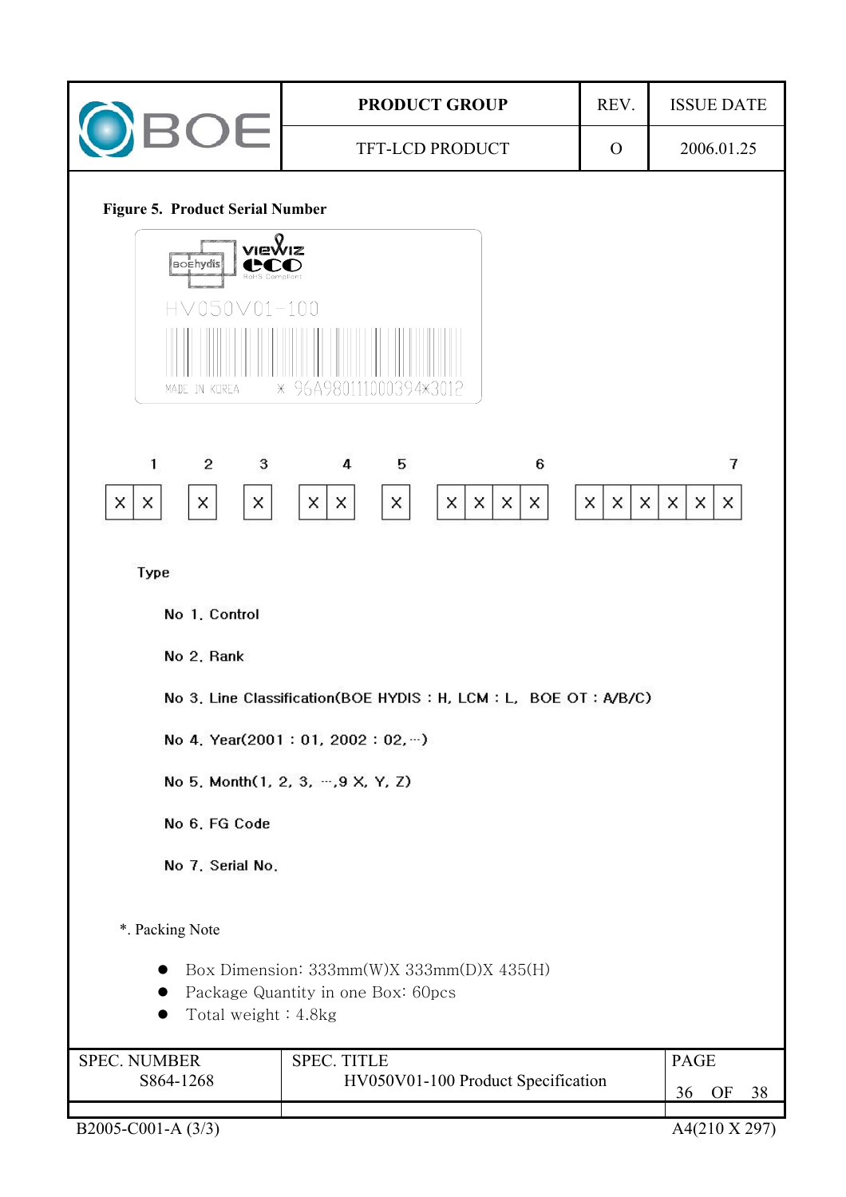**Figure 5. Product Serial Number**

HV050V01-100

MADE IN KOREA ※ 96A980111000394※3012

| 1 | | 2 | 3 | 4 | | 5 | 6 | | | | 7 | | | | | |
|---|---|---|---|---|---|---|---|---|---|---|---|---|---|---|---|---|
| X | X | X | X | X | X | X | X | X | X | X | X | X | X | X | X | X |

Type

No 1. Control

No 2. Rank

No 3. Line Classification(BOE HYDIS : H, LCM : L, BOE OT : A/B/C)

No 4. Year(2001 : 01, 2002 : 02,…)

No 5. Month(1, 2, 3, …,9 X, Y, Z)

No 6. FG Code

No 7. Serial No.

*. Packing Note

- Box Dimension: 333mm(W)X 333mm(D)X 435(H)
- Package Quantity in one Box: 60pcs
- Total weight : 4.8kg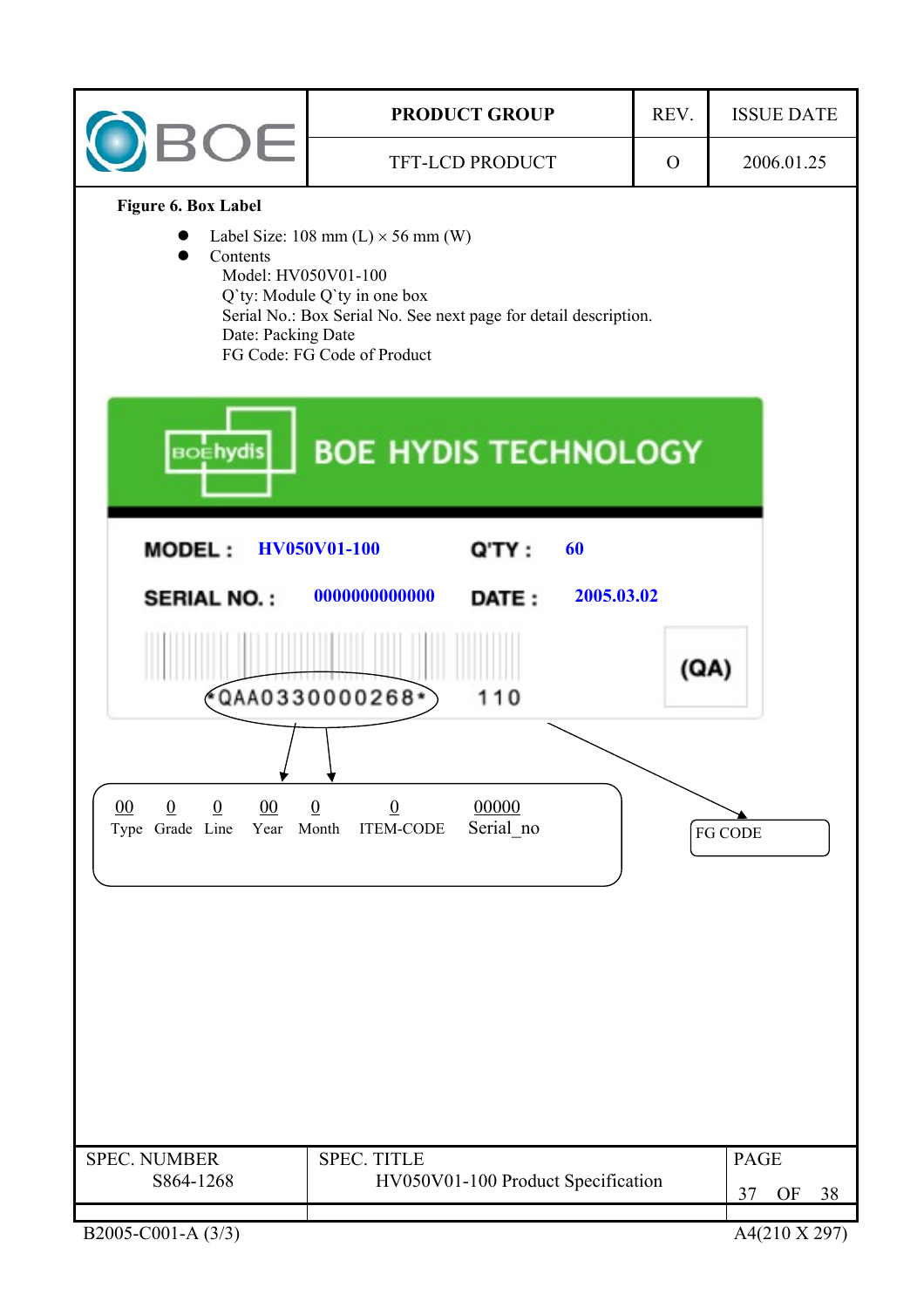**Figure 6. Box Label**

- Label Size: 108 mm (L) × 56 mm (W)
- Contents
  - Model: HV050V01-100
  - Q`ty: Module Q`ty in one box
  - Serial No.: Box Serial No. See next page for detail description.
  - Date: Packing Date
  - FG Code: FG Code of Product

BOE HYDIS TECHNOLOGY

MODEL : HV050V01-100 Q'TY : 60

SERIAL NO. : 0000000000000 DATE : 2005.03.02

*QAA0330000268* 110

(QA)

| 00 | 0 | 0 | 00 | 0 | 0 | 00000 |
|---|---|---|---|---|---|---|
| Type | Grade | Line | Year | Month | ITEM-CODE | Serial_no |

FG CODE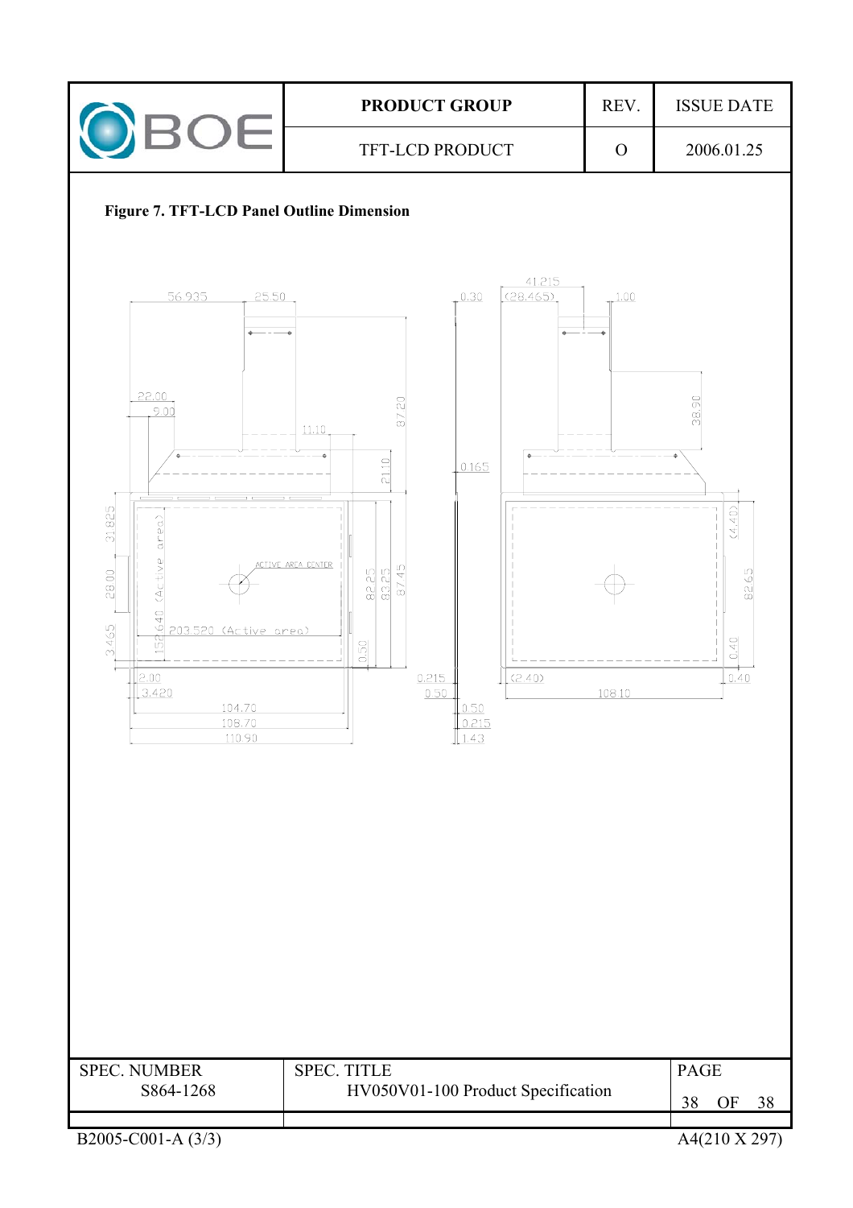**Figure 7. TFT-LCD Panel Outline Dimension**

56.935
25.50
41.215
(28.465)
0.30
1.00
22.00
9.00
11.10
87.20
38.90
21.10
0.165
31.825
28.00
3.465
152.640 (Active area)
ACTIVE AREA CENTER
203.520 (Active area)
82.25
83.25
87.45
0.50
(4.40)
82.65
0.40
2.00
3.420
104.70
108.70
110.90
0.215
0.50
0.50
0.215
1.43
(2.40)
108.10
0.40